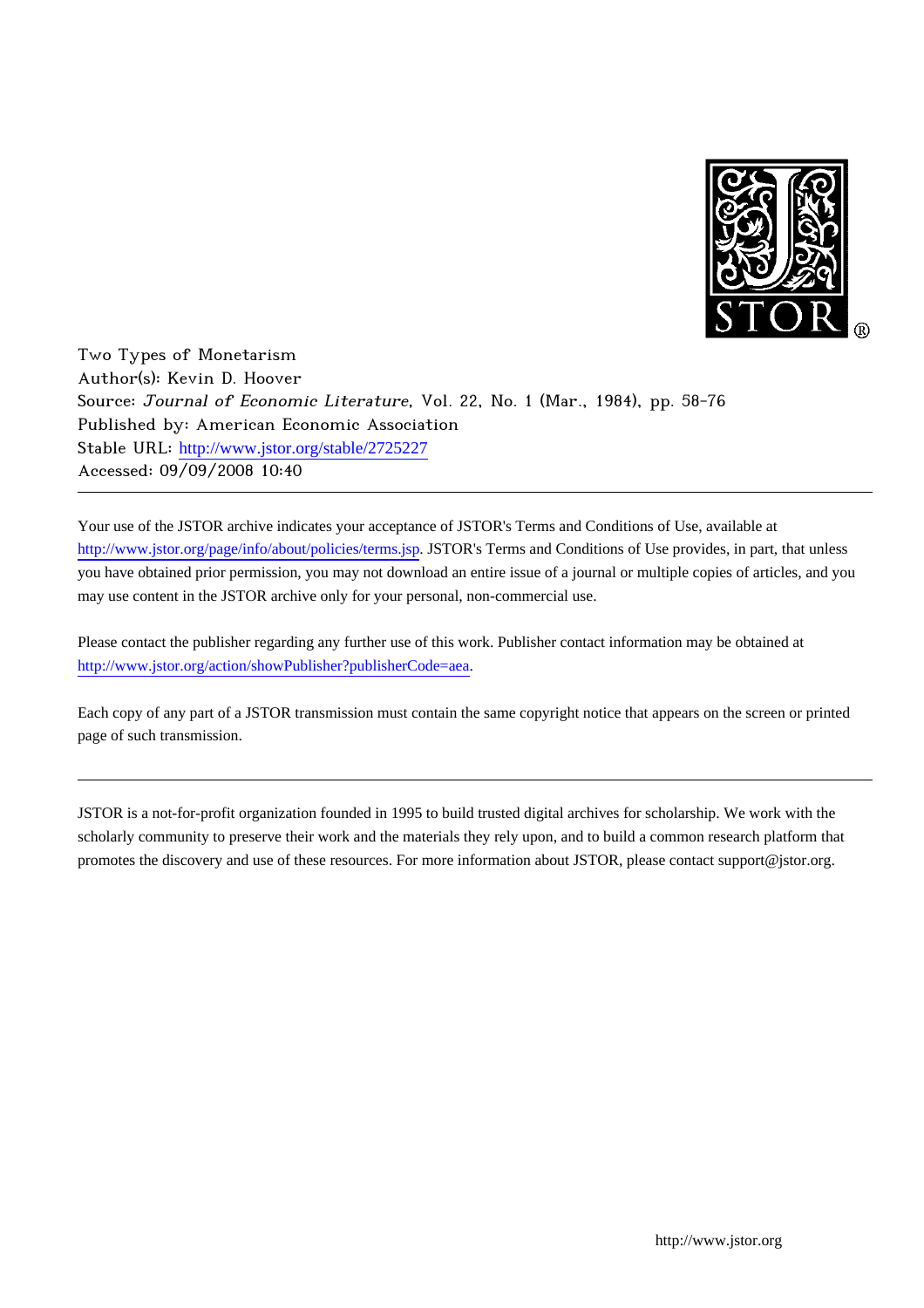Two Types of Monetarism
Author(s): Kevin D. Hoover
Source: *Journal of Economic Literature*, Vol. 22, No. 1 (Mar., 1984), pp. 58-76
Published by: American Economic Association
Stable URL: http://www.jstor.org/stable/2725227
Accessed: 09/09/2008 10:40

---

Your use of the JSTOR archive indicates your acceptance of JSTOR's Terms and Conditions of Use, available at http://www.jstor.org/page/info/about/policies/terms.jsp. JSTOR's Terms and Conditions of Use provides, in part, that unless you have obtained prior permission, you may not download an entire issue of a journal or multiple copies of articles, and you may use content in the JSTOR archive only for your personal, non-commercial use.

Please contact the publisher regarding any further use of this work. Publisher contact information may be obtained at http://www.jstor.org/action/showPublisher?publisherCode=aea.

Each copy of any part of a JSTOR transmission must contain the same copyright notice that appears on the screen or printed page of such transmission.

---

JSTOR is a not-for-profit organization founded in 1995 to build trusted digital archives for scholarship. We work with the scholarly community to preserve their work and the materials they rely upon, and to build a common research platform that promotes the discovery and use of these resources. For more information about JSTOR, please contact support@jstor.org.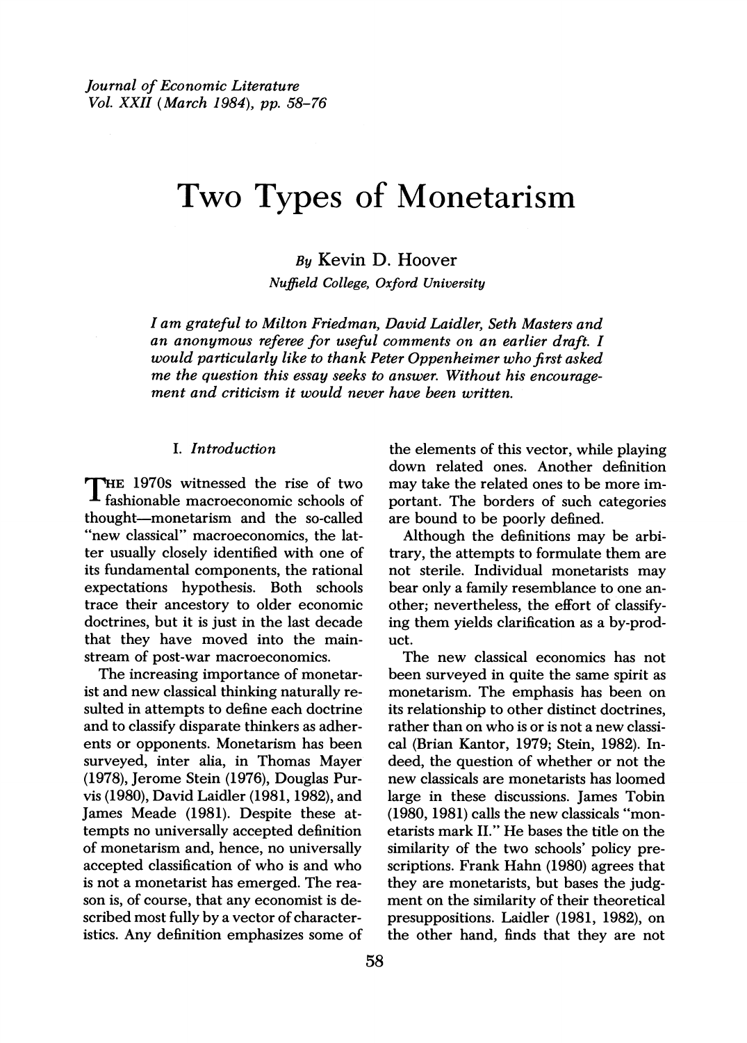*Journal of Economic Literature*
*Vol. XXII (March 1984), pp. 58–76*

# Two Types of Monetarism

By Kevin D. Hoover

*Nuffield College, Oxford University*

*I am grateful to Milton Friedman, David Laidler, Seth Masters and an anonymous referee for useful comments on an earlier draft. I would particularly like to thank Peter Oppenheimer who first asked me the question this essay seeks to answer. Without his encouragement and criticism it would never have been written.*

## I. *Introduction*

THE 1970s witnessed the rise of two fashionable macroeconomic schools of thought—monetarism and the so-called "new classical" macroeconomics, the latter usually closely identified with one of its fundamental components, the rational expectations hypothesis. Both schools trace their ancestory to older economic doctrines, but it is just in the last decade that they have moved into the mainstream of post-war macroeconomics.

The increasing importance of monetarist and new classical thinking naturally resulted in attempts to define each doctrine and to classify disparate thinkers as adherents or opponents. Monetarism has been surveyed, inter alia, in Thomas Mayer (1978), Jerome Stein (1976), Douglas Purvis (1980), David Laidler (1981, 1982), and James Meade (1981). Despite these attempts no universally accepted definition of monetarism and, hence, no universally accepted classification of who is and who is not a monetarist has emerged. The reason is, of course, that any economist is described most fully by a vector of characteristics. Any definition emphasizes some of the elements of this vector, while playing down related ones. Another definition may take the related ones to be more important. The borders of such categories are bound to be poorly defined.

Although the definitions may be arbitrary, the attempts to formulate them are not sterile. Individual monetarists may bear only a family resemblance to one another; nevertheless, the effort of classifying them yields clarification as a by-product.

The new classical economics has not been surveyed in quite the same spirit as monetarism. The emphasis has been on its relationship to other distinct doctrines, rather than on who is or is not a new classical (Brian Kantor, 1979; Stein, 1982). Indeed, the question of whether or not the new classicals are monetarists has loomed large in these discussions. James Tobin (1980, 1981) calls the new classicals "monetarists mark II." He bases the title on the similarity of the two schools' policy prescriptions. Frank Hahn (1980) agrees that they are monetarists, but bases the judgment on the similarity of their theoretical presuppositions. Laidler (1981, 1982), on the other hand, finds that they are not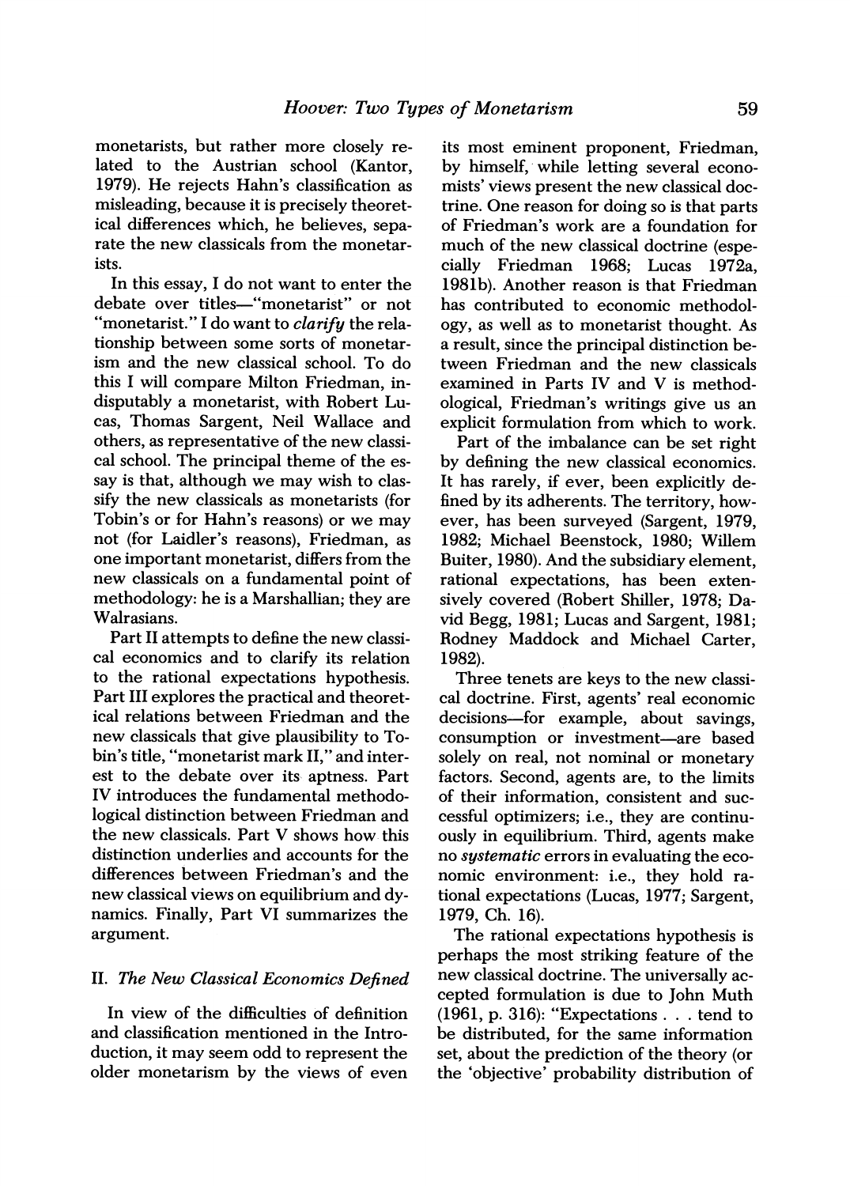monetarists, but rather more closely related to the Austrian school (Kantor, 1979). He rejects Hahn's classification as misleading, because it is precisely theoretical differences which, he believes, separate the new classicals from the monetarists.

In this essay, I do not want to enter the debate over titles—"monetarist" or not "monetarist." I do want to *clarify* the relationship between some sorts of monetarism and the new classical school. To do this I will compare Milton Friedman, indisputably a monetarist, with Robert Lucas, Thomas Sargent, Neil Wallace and others, as representative of the new classical school. The principal theme of the essay is that, although we may wish to classify the new classicals as monetarists (for Tobin's or for Hahn's reasons) or we may not (for Laidler's reasons), Friedman, as one important monetarist, differs from the new classicals on a fundamental point of methodology: he is a Marshallian; they are Walrasians.

Part II attempts to define the new classical economics and to clarify its relation to the rational expectations hypothesis. Part III explores the practical and theoretical relations between Friedman and the new classicals that give plausibility to Tobin's title, "monetarist mark II," and interest to the debate over its aptness. Part IV introduces the fundamental methodological distinction between Friedman and the new classicals. Part V shows how this distinction underlies and accounts for the differences between Friedman's and the new classical views on equilibrium and dynamics. Finally, Part VI summarizes the argument.

## II. *The New Classical Economics Defined*

In view of the difficulties of definition and classification mentioned in the Introduction, it may seem odd to represent the older monetarism by the views of even its most eminent proponent, Friedman, by himself, while letting several economists' views present the new classical doctrine. One reason for doing so is that parts of Friedman's work are a foundation for much of the new classical doctrine (especially Friedman 1968; Lucas 1972a, 1981b). Another reason is that Friedman has contributed to economic methodology, as well as to monetarist thought. As a result, since the principal distinction between Friedman and the new classicals examined in Parts IV and V is methodological, Friedman's writings give us an explicit formulation from which to work.

Part of the imbalance can be set right by defining the new classical economics. It has rarely, if ever, been explicitly defined by its adherents. The territory, however, has been surveyed (Sargent, 1979, 1982; Michael Beenstock, 1980; Willem Buiter, 1980). And the subsidiary element, rational expectations, has been extensively covered (Robert Shiller, 1978; David Begg, 1981; Lucas and Sargent, 1981; Rodney Maddock and Michael Carter, 1982).

Three tenets are keys to the new classical doctrine. First, agents' real economic decisions—for example, about savings, consumption or investment—are based solely on real, not nominal or monetary factors. Second, agents are, to the limits of their information, consistent and successful optimizers; i.e., they are continuously in equilibrium. Third, agents make no *systematic* errors in evaluating the economic environment: i.e., they hold rational expectations (Lucas, 1977; Sargent, 1979, Ch. 16).

The rational expectations hypothesis is perhaps the most striking feature of the new classical doctrine. The universally accepted formulation is due to John Muth (1961, p. 316): "Expectations . . . tend to be distributed, for the same information set, about the prediction of the theory (or the 'objective' probability distribution of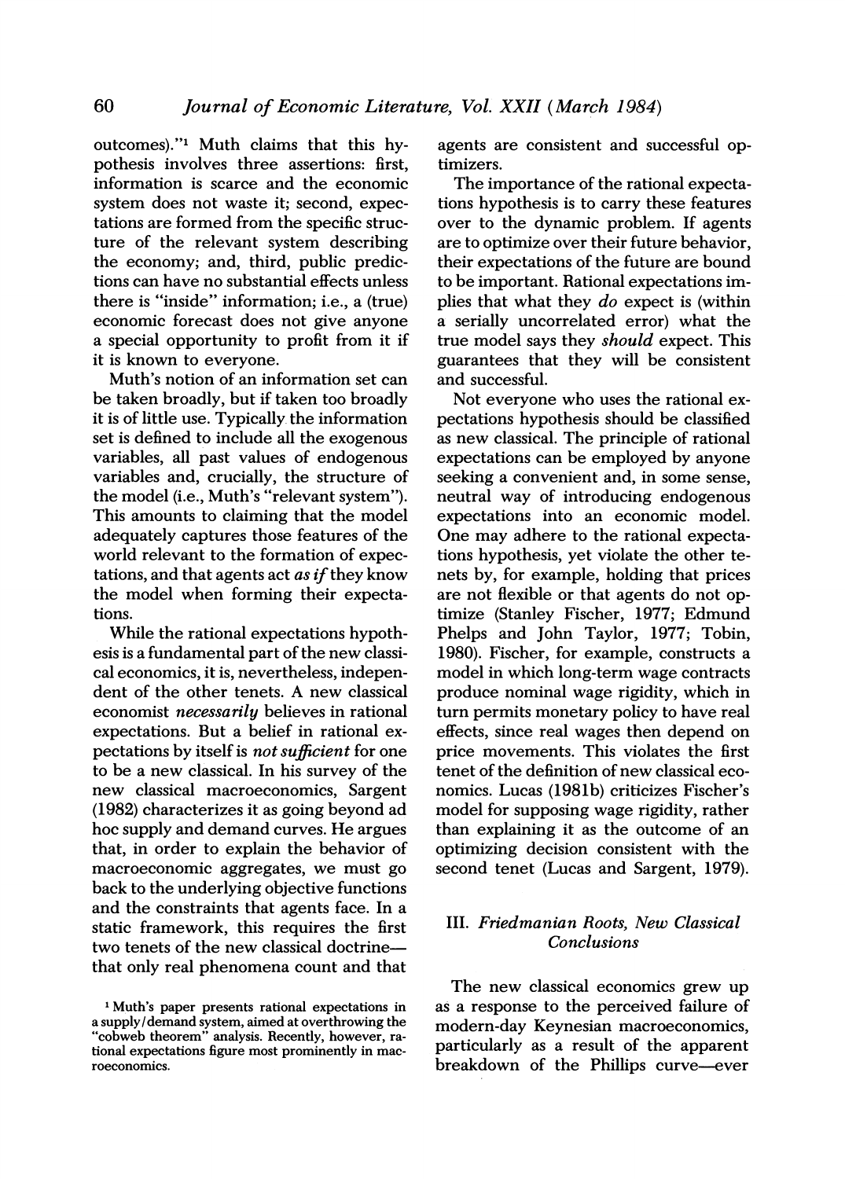outcomes)."[1] Muth claims that this hypothesis involves three assertions: first, information is scarce and the economic system does not waste it; second, expectations are formed from the specific structure of the relevant system describing the economy; and, third, public predictions can have no substantial effects unless there is "inside" information; i.e., a (true) economic forecast does not give anyone a special opportunity to profit from it if it is known to everyone.

Muth's notion of an information set can be taken broadly, but if taken too broadly it is of little use. Typically the information set is defined to include all the exogenous variables, all past values of endogenous variables and, crucially, the structure of the model (i.e., Muth's "relevant system"). This amounts to claiming that the model adequately captures those features of the world relevant to the formation of expectations, and that agents act *as if* they know the model when forming their expectations.

While the rational expectations hypothesis is a fundamental part of the new classical economics, it is, nevertheless, independent of the other tenets. A new classical economist *necessarily* believes in rational expectations. But a belief in rational expectations by itself is *not sufficient* for one to be a new classical. In his survey of the new classical macroeconomics, Sargent (1982) characterizes it as going beyond ad hoc supply and demand curves. He argues that, in order to explain the behavior of macroeconomic aggregates, we must go back to the underlying objective functions and the constraints that agents face. In a static framework, this requires the first two tenets of the new classical doctrine—that only real phenomena count and that agents are consistent and successful optimizers.

The importance of the rational expectations hypothesis is to carry these features over to the dynamic problem. If agents are to optimize over their future behavior, their expectations of the future are bound to be important. Rational expectations implies that what they *do* expect is (within a serially uncorrelated error) what the true model says they *should* expect. This guarantees that they will be consistent and successful.

Not everyone who uses the rational expectations hypothesis should be classified as new classical. The principle of rational expectations can be employed by anyone seeking a convenient and, in some sense, neutral way of introducing endogenous expectations into an economic model. One may adhere to the rational expectations hypothesis, yet violate the other tenets by, for example, holding that prices are not flexible or that agents do not optimize (Stanley Fischer, 1977; Edmund Phelps and John Taylor, 1977; Tobin, 1980). Fischer, for example, constructs a model in which long-term wage contracts produce nominal wage rigidity, which in turn permits monetary policy to have real effects, since real wages then depend on price movements. This violates the first tenet of the definition of new classical economics. Lucas (1981b) criticizes Fischer's model for supposing wage rigidity, rather than explaining it as the outcome of an optimizing decision consistent with the second tenet (Lucas and Sargent, 1979).

## III. *Friedmanian Roots, New Classical Conclusions*

The new classical economics grew up as a response to the perceived failure of modern-day Keynesian macroeconomics, particularly as a result of the apparent breakdown of the Phillips curve—ever

[1] Muth's paper presents rational expectations in a supply/demand system, aimed at overthrowing the "cobweb theorem" analysis. Recently, however, rational expectations figure most prominently in macroeconomics.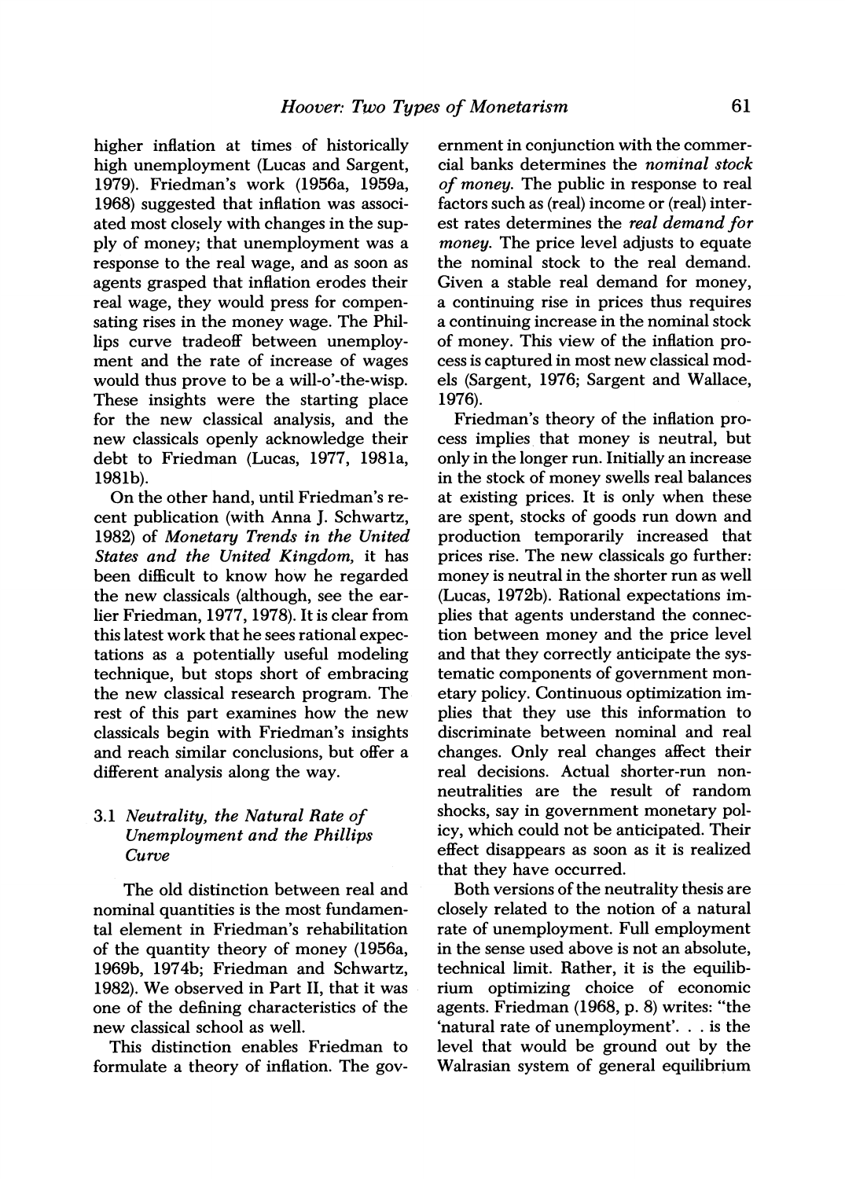higher inflation at times of historically high unemployment (Lucas and Sargent, 1979). Friedman's work (1956a, 1959a, 1968) suggested that inflation was associated most closely with changes in the supply of money; that unemployment was a response to the real wage, and as soon as agents grasped that inflation erodes their real wage, they would press for compensating rises in the money wage. The Phillips curve tradeoff between unemployment and the rate of increase of wages would thus prove to be a will-o'-the-wisp. These insights were the starting place for the new classical analysis, and the new classicals openly acknowledge their debt to Friedman (Lucas, 1977, 1981a, 1981b).

On the other hand, until Friedman's recent publication (with Anna J. Schwartz, 1982) of *Monetary Trends in the United States and the United Kingdom*, it has been difficult to know how he regarded the new classicals (although, see the earlier Friedman, 1977, 1978). It is clear from this latest work that he sees rational expectations as a potentially useful modeling technique, but stops short of embracing the new classical research program. The rest of this part examines how the new classicals begin with Friedman's insights and reach similar conclusions, but offer a different analysis along the way.

### 3.1 *Neutrality, the Natural Rate of Unemployment and the Phillips Curve*

The old distinction between real and nominal quantities is the most fundamental element in Friedman's rehabilitation of the quantity theory of money (1956a, 1969b, 1974b; Friedman and Schwartz, 1982). We observed in Part II, that it was one of the defining characteristics of the new classical school as well.

This distinction enables Friedman to formulate a theory of inflation. The government in conjunction with the commercial banks determines the *nominal stock of money*. The public in response to real factors such as (real) income or (real) interest rates determines the *real demand for money*. The price level adjusts to equate the nominal stock to the real demand. Given a stable real demand for money, a continuing rise in prices thus requires a continuing increase in the nominal stock of money. This view of the inflation process is captured in most new classical models (Sargent, 1976; Sargent and Wallace, 1976).

Friedman's theory of the inflation process implies that money is neutral, but only in the longer run. Initially an increase in the stock of money swells real balances at existing prices. It is only when these are spent, stocks of goods run down and production temporarily increased that prices rise. The new classicals go further: money is neutral in the shorter run as well (Lucas, 1972b). Rational expectations implies that agents understand the connection between money and the price level and that they correctly anticipate the systematic components of government monetary policy. Continuous optimization implies that they use this information to discriminate between nominal and real changes. Only real changes affect their real decisions. Actual shorter-run nonneutralities are the result of random shocks, say in government monetary policy, which could not be anticipated. Their effect disappears as soon as it is realized that they have occurred.

Both versions of the neutrality thesis are closely related to the notion of a natural rate of unemployment. Full employment in the sense used above is not an absolute, technical limit. Rather, it is the equilibrium optimizing choice of economic agents. Friedman (1968, p. 8) writes: "the 'natural rate of unemployment'. . . is the level that would be ground out by the Walrasian system of general equilibrium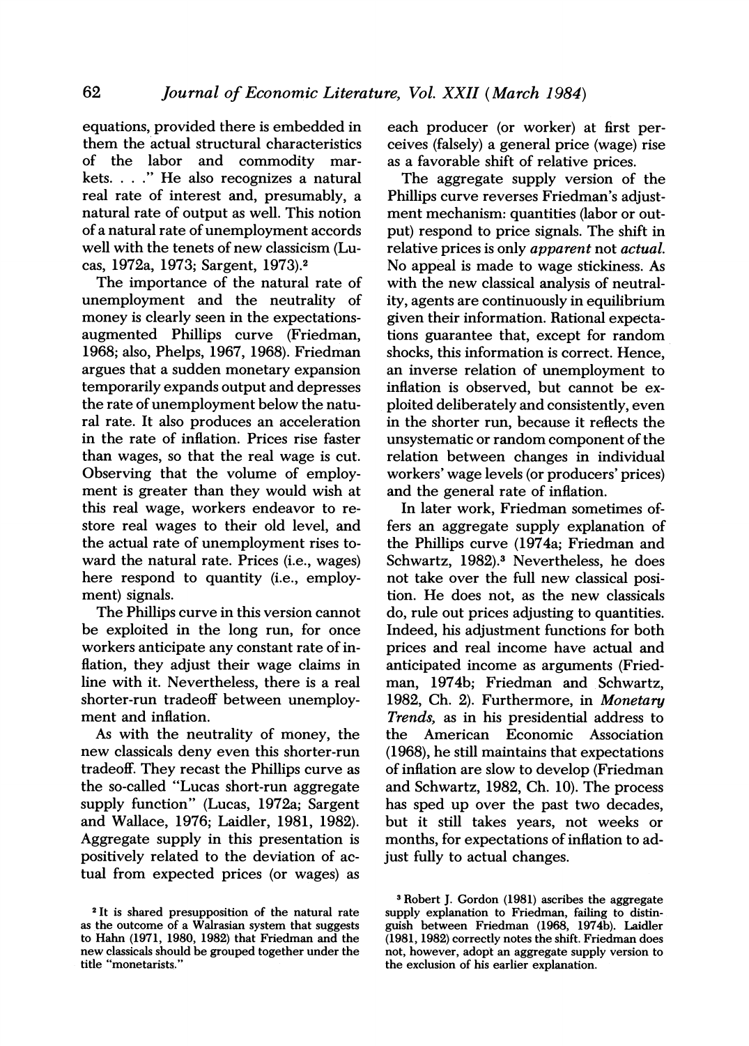equations, provided there is embedded in them the actual structural characteristics of the labor and commodity markets. . . ." He also recognizes a natural real rate of interest and, presumably, a natural rate of output as well. This notion of a natural rate of unemployment accords well with the tenets of new classicism (Lucas, 1972a, 1973; Sargent, 1973).[2]

The importance of the natural rate of unemployment and the neutrality of money is clearly seen in the expectations-augmented Phillips curve (Friedman, 1968; also, Phelps, 1967, 1968). Friedman argues that a sudden monetary expansion temporarily expands output and depresses the rate of unemployment below the natural rate. It also produces an acceleration in the rate of inflation. Prices rise faster than wages, so that the real wage is cut. Observing that the volume of employment is greater than they would wish at this real wage, workers endeavor to restore real wages to their old level, and the actual rate of unemployment rises toward the natural rate. Prices (i.e., wages) here respond to quantity (i.e., employment) signals.

The Phillips curve in this version cannot be exploited in the long run, for once workers anticipate any constant rate of inflation, they adjust their wage claims in line with it. Nevertheless, there is a real shorter-run tradeoff between unemployment and inflation.

As with the neutrality of money, the new classicals deny even this shorter-run tradeoff. They recast the Phillips curve as the so-called "Lucas short-run aggregate supply function" (Lucas, 1972a; Sargent and Wallace, 1976; Laidler, 1981, 1982). Aggregate supply in this presentation is positively related to the deviation of actual from expected prices (or wages) as each producer (or worker) at first perceives (falsely) a general price (wage) rise as a favorable shift of relative prices.

The aggregate supply version of the Phillips curve reverses Friedman's adjustment mechanism: quantities (labor or output) respond to price signals. The shift in relative prices is only *apparent* not *actual*. No appeal is made to wage stickiness. As with the new classical analysis of neutrality, agents are continuously in equilibrium given their information. Rational expectations guarantee that, except for random shocks, this information is correct. Hence, an inverse relation of unemployment to inflation is observed, but cannot be exploited deliberately and consistently, even in the shorter run, because it reflects the unsystematic or random component of the relation between changes in individual workers' wage levels (or producers' prices) and the general rate of inflation.

In later work, Friedman sometimes offers an aggregate supply explanation of the Phillips curve (1974a; Friedman and Schwartz, 1982).[3] Nevertheless, he does not take over the full new classical position. He does not, as the new classicals do, rule out prices adjusting to quantities. Indeed, his adjustment functions for both prices and real income have actual and anticipated income as arguments (Friedman, 1974b; Friedman and Schwartz, 1982, Ch. 2). Furthermore, in *Monetary Trends*, as in his presidential address to the American Economic Association (1968), he still maintains that expectations of inflation are slow to develop (Friedman and Schwartz, 1982, Ch. 10). The process has sped up over the past two decades, but it still takes years, not weeks or months, for expectations of inflation to adjust fully to actual changes.

---

[2] It is shared presupposition of the natural rate as the outcome of a Walrasian system that suggests to Hahn (1971, 1980, 1982) that Friedman and the new classicals should be grouped together under the title "monetarists."

[3] Robert J. Gordon (1981) ascribes the aggregate supply explanation to Friedman, failing to distinguish between Friedman (1968, 1974b). Laidler (1981, 1982) correctly notes the shift. Friedman does not, however, adopt an aggregate supply version to the exclusion of his earlier explanation.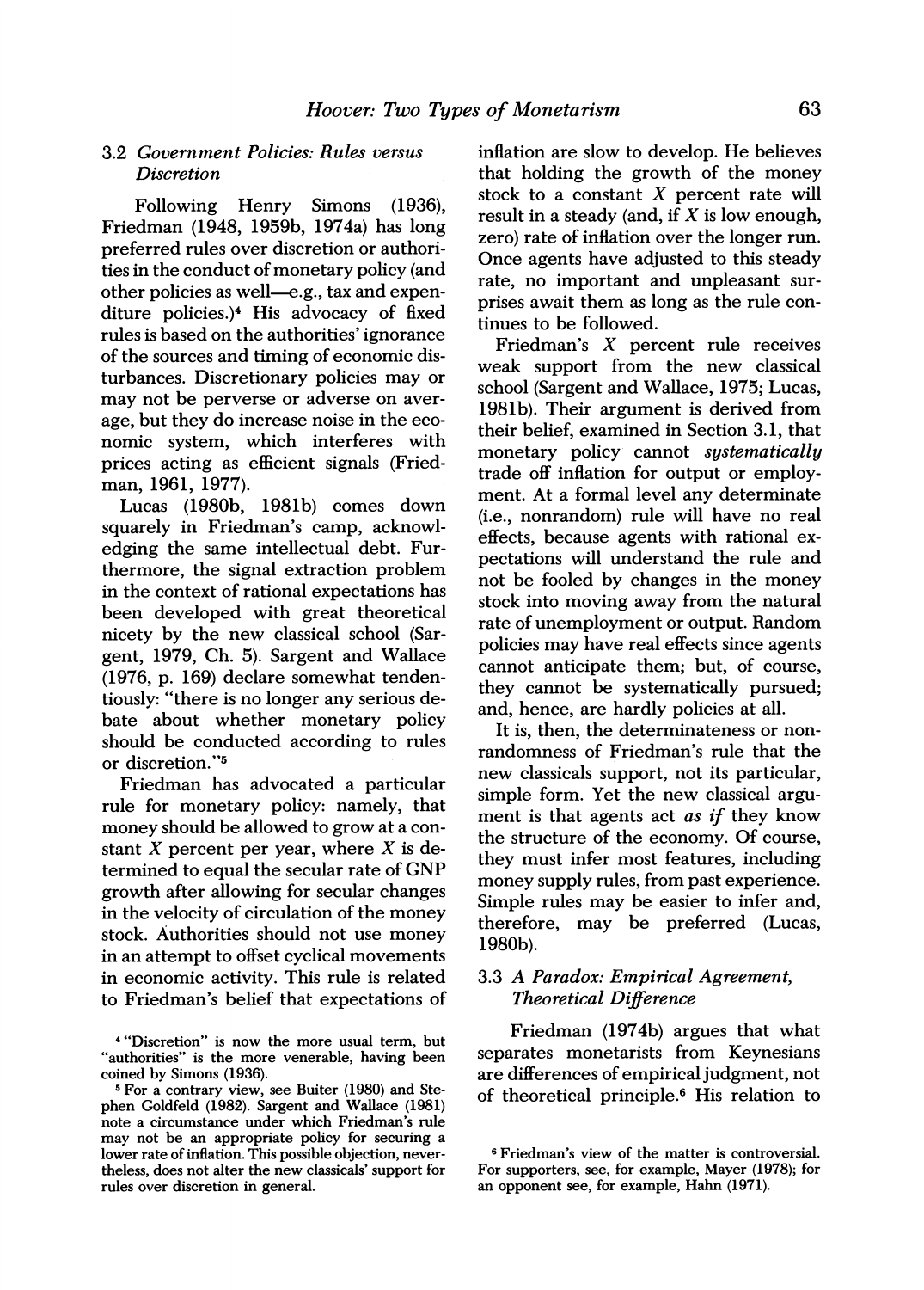### 3.2 Government Policies: Rules versus Discretion

Following Henry Simons (1936), Friedman (1948, 1959b, 1974a) has long preferred rules over discretion or authorities in the conduct of monetary policy (and other policies as well—e.g., tax and expenditure policies.)[4] His advocacy of fixed rules is based on the authorities' ignorance of the sources and timing of economic disturbances. Discretionary policies may or may not be perverse or adverse on average, but they do increase noise in the economic system, which interferes with prices acting as efficient signals (Friedman, 1961, 1977).

Lucas (1980b, 1981b) comes down squarely in Friedman's camp, acknowledging the same intellectual debt. Furthermore, the signal extraction problem in the context of rational expectations has been developed with great theoretical nicety by the new classical school (Sargent, 1979, Ch. 5). Sargent and Wallace (1976, p. 169) declare somewhat tendentiously: "there is no longer any serious debate about whether monetary policy should be conducted according to rules or discretion."[5]

Friedman has advocated a particular rule for monetary policy: namely, that money should be allowed to grow at a constant $X$ percent per year, where $X$ is determined to equal the secular rate of GNP growth after allowing for secular changes in the velocity of circulation of the money stock. Authorities should not use money in an attempt to offset cyclical movements in economic activity. This rule is related to Friedman's belief that expectations of inflation are slow to develop. He believes that holding the growth of the money stock to a constant $X$ percent rate will result in a steady (and, if $X$ is low enough, zero) rate of inflation over the longer run. Once agents have adjusted to this steady rate, no important and unpleasant surprises await them as long as the rule continues to be followed.

Friedman's $X$ percent rule receives weak support from the new classical school (Sargent and Wallace, 1975; Lucas, 1981b). Their argument is derived from their belief, examined in Section 3.1, that monetary policy cannot *systematically* trade off inflation for output or employment. At a formal level any determinate (i.e., nonrandom) rule will have no real effects, because agents with rational expectations will understand the rule and not be fooled by changes in the money stock into moving away from the natural rate of unemployment or output. Random policies may have real effects since agents cannot anticipate them; but, of course, they cannot be systematically pursued; and, hence, are hardly policies at all.

It is, then, the determinateness or nonrandomness of Friedman's rule that the new classicals support, not its particular, simple form. Yet the new classical argument is that agents act *as if* they know the structure of the economy. Of course, they must infer most features, including money supply rules, from past experience. Simple rules may be easier to infer and, therefore, may be preferred (Lucas, 1980b).

### 3.3 A Paradox: Empirical Agreement, Theoretical Difference

Friedman (1974b) argues that what separates monetarists from Keynesians are differences of empirical judgment, not of theoretical principle.[6] His relation to

[4] "Discretion" is now the more usual term, but "authorities" is the more venerable, having been coined by Simons (1936).

[5] For a contrary view, see Buiter (1980) and Stephen Goldfeld (1982). Sargent and Wallace (1981) note a circumstance under which Friedman's rule may not be an appropriate policy for securing a lower rate of inflation. This possible objection, nevertheless, does not alter the new classicals' support for rules over discretion in general.

[6] Friedman's view of the matter is controversial. For supporters, see, for example, Mayer (1978); for an opponent see, for example, Hahn (1971).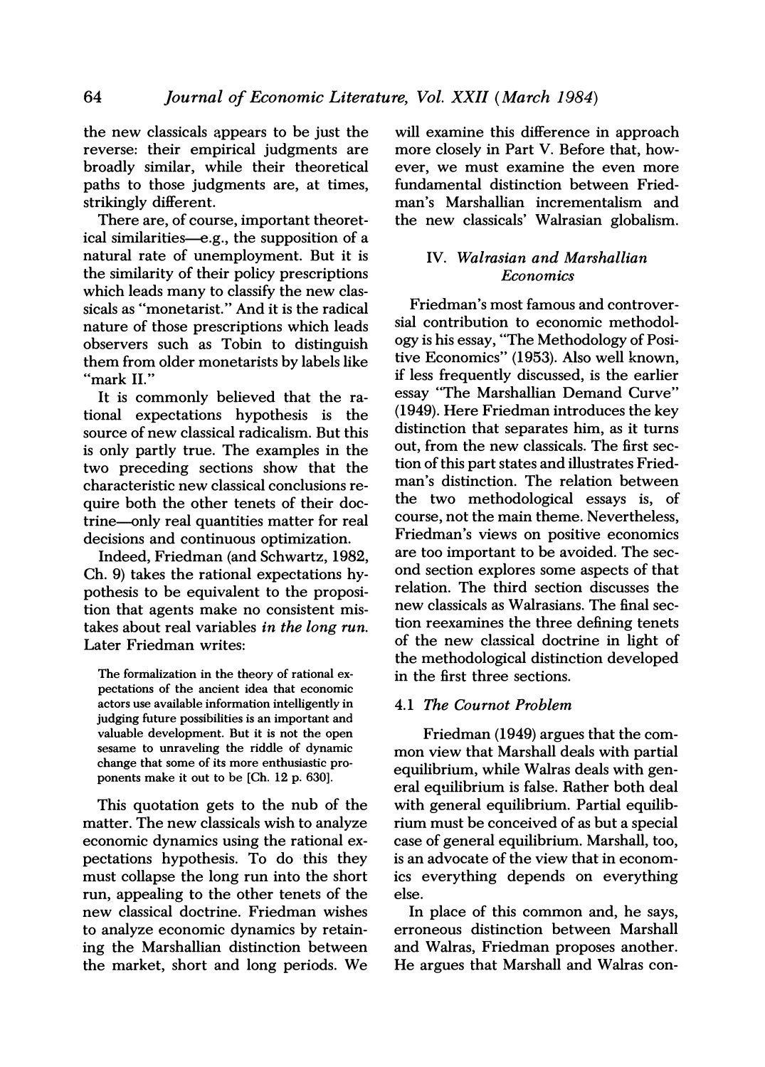the new classicals appears to be just the reverse: their empirical judgments are broadly similar, while their theoretical paths to those judgments are, at times, strikingly different.

There are, of course, important theoretical similarities—e.g., the supposition of a natural rate of unemployment. But it is the similarity of their policy prescriptions which leads many to classify the new classicals as "monetarist." And it is the radical nature of those prescriptions which leads observers such as Tobin to distinguish them from older monetarists by labels like "mark II."

It is commonly believed that the rational expectations hypothesis is the source of new classical radicalism. But this is only partly true. The examples in the two preceding sections show that the characteristic new classical conclusions require both the other tenets of their doctrine—only real quantities matter for real decisions and continuous optimization.

Indeed, Friedman (and Schwartz, 1982, Ch. 9) takes the rational expectations hypothesis to be equivalent to the proposition that agents make no consistent mistakes about real variables *in the long run.* Later Friedman writes:

> The formalization in the theory of rational expectations of the ancient idea that economic actors use available information intelligently in judging future possibilities is an important and valuable development. But it is not the open sesame to unraveling the riddle of dynamic change that some of its more enthusiastic proponents make it out to be [Ch. 12 p. 630].

This quotation gets to the nub of the matter. The new classicals wish to analyze economic dynamics using the rational expectations hypothesis. To do this they must collapse the long run into the short run, appealing to the other tenets of the new classical doctrine. Friedman wishes to analyze economic dynamics by retaining the Marshallian distinction between the market, short and long periods. We will examine this difference in approach more closely in Part V. Before that, however, we must examine the even more fundamental distinction between Friedman's Marshallian incrementalism and the new classicals' Walrasian globalism.

## IV. *Walrasian and Marshallian Economics*

Friedman's most famous and controversial contribution to economic methodology is his essay, "The Methodology of Positive Economics" (1953). Also well known, if less frequently discussed, is the earlier essay "The Marshallian Demand Curve" (1949). Here Friedman introduces the key distinction that separates him, as it turns out, from the new classicals. The first section of this part states and illustrates Friedman's distinction. The relation between the two methodological essays is, of course, not the main theme. Nevertheless, Friedman's views on positive economics are too important to be avoided. The second section explores some aspects of that relation. The third section discusses the new classicals as Walrasians. The final section reexamines the three defining tenets of the new classical doctrine in light of the methodological distinction developed in the first three sections.

### 4.1 *The Cournot Problem*

Friedman (1949) argues that the common view that Marshall deals with partial equilibrium, while Walras deals with general equilibrium is false. Rather both deal with general equilibrium. Partial equilibrium must be conceived of as but a special case of general equilibrium. Marshall, too, is an advocate of the view that in economics everything depends on everything else.

In place of this common and, he says, erroneous distinction between Marshall and Walras, Friedman proposes another. He argues that Marshall and Walras con-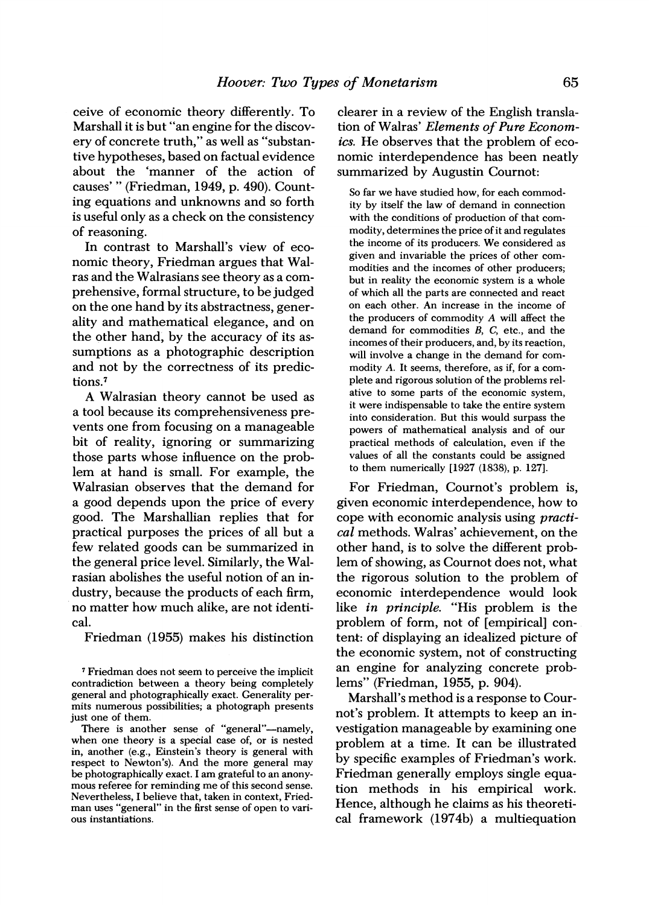ceive of economic theory differently. To Marshall it is but "an engine for the discovery of concrete truth," as well as "substantive hypotheses, based on factual evidence about the 'manner of the action of causes' " (Friedman, 1949, p. 490). Counting equations and unknowns and so forth is useful only as a check on the consistency of reasoning.

In contrast to Marshall's view of economic theory, Friedman argues that Walras and the Walrasians see theory as a comprehensive, formal structure, to be judged on the one hand by its abstractness, generality and mathematical elegance, and on the other hand, by the accuracy of its assumptions as a photographic description and not by the correctness of its predictions.[7]

A Walrasian theory cannot be used as a tool because its comprehensiveness prevents one from focusing on a manageable bit of reality, ignoring or summarizing those parts whose influence on the problem at hand is small. For example, the Walrasian observes that the demand for a good depends upon the price of every good. The Marshallian replies that for practical purposes the prices of all but a few related goods can be summarized in the general price level. Similarly, the Walrasian abolishes the useful notion of an industry, because the products of each firm, no matter how much alike, are not identical.

Friedman (1955) makes his distinction clearer in a review of the English translation of Walras' *Elements of Pure Economics.* He observes that the problem of economic interdependence has been neatly summarized by Augustin Cournot:

> So far we have studied how, for each commodity by itself the law of demand in connection with the conditions of production of that commodity, determines the price of it and regulates the income of its producers. We considered as given and invariable the prices of other commodities and the incomes of other producers; but in reality the economic system is a whole of which all the parts are connected and react on each other. An increase in the income of the producers of commodity *A* will affect the demand for commodities *B*, *C*, etc., and the incomes of their producers, and, by its reaction, will involve a change in the demand for commodity *A*. It seems, therefore, as if, for a complete and rigorous solution of the problems relative to some parts of the economic system, it were indispensable to take the entire system into consideration. But this would surpass the powers of mathematical analysis and of our practical methods of calculation, even if the values of all the constants could be assigned to them numerically [1927 (1838), p. 127].

For Friedman, Cournot's problem is, given economic interdependence, how to cope with economic analysis using *practical* methods. Walras' achievement, on the other hand, is to solve the different problem of showing, as Cournot does not, what the rigorous solution to the problem of economic interdependence would look like *in principle.* "His problem is the problem of form, not of [empirical] content: of displaying an idealized picture of the economic system, not of constructing an engine for analyzing concrete problems" (Friedman, 1955, p. 904).

Marshall's method is a response to Cournot's problem. It attempts to keep an investigation manageable by examining one problem at a time. It can be illustrated by specific examples of Friedman's work. Friedman generally employs single equation methods in his empirical work. Hence, although he claims as his theoretical framework (1974b) a multiequation

[7] Friedman does not seem to perceive the implicit contradiction between a theory being completely general and photographically exact. Generality permits numerous possibilities; a photograph presents just one of them.

There is another sense of "general"—namely, when one theory is a special case of, or is nested in, another (e.g., Einstein's theory is general with respect to Newton's). And the more general may be photographically exact. I am grateful to an anonymous referee for reminding me of this second sense. Nevertheless, I believe that, taken in context, Friedman uses "general" in the first sense of open to various instantiations.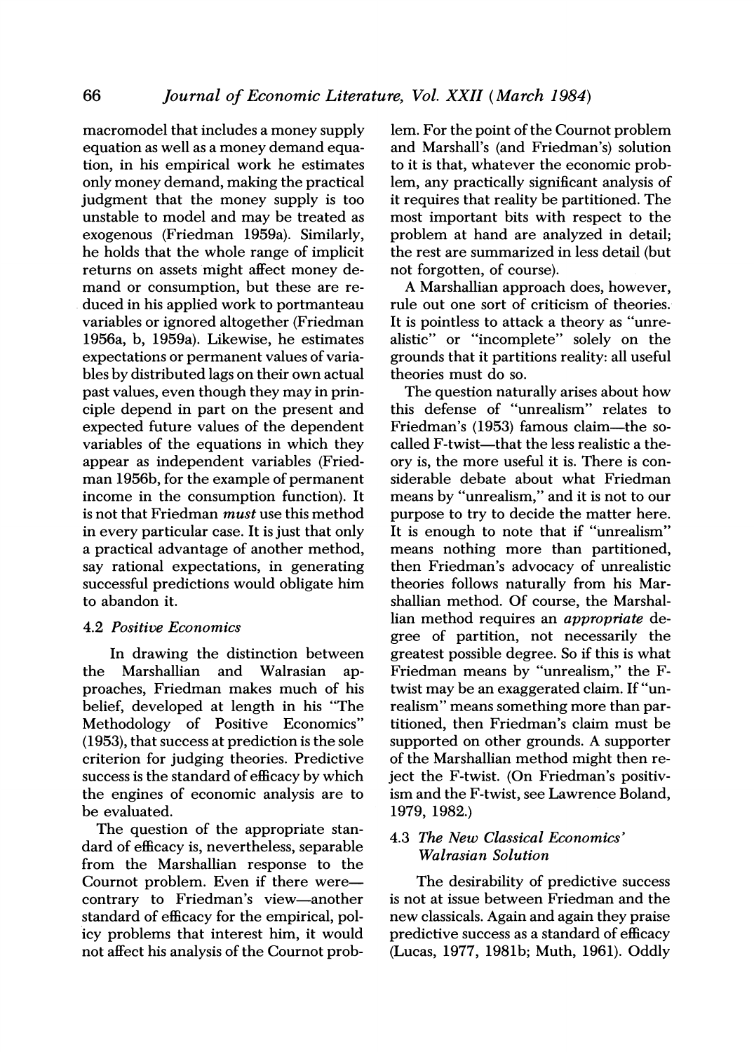macromodel that includes a money supply equation as well as a money demand equation, in his empirical work he estimates only money demand, making the practical judgment that the money supply is too unstable to model and may be treated as exogenous (Friedman 1959a). Similarly, he holds that the whole range of implicit returns on assets might affect money demand or consumption, but these are reduced in his applied work to portmanteau variables or ignored altogether (Friedman 1956a, b, 1959a). Likewise, he estimates expectations or permanent values of variables by distributed lags on their own actual past values, even though they may in principle depend in part on the present and expected future values of the dependent variables of the equations in which they appear as independent variables (Friedman 1956b, for the example of permanent income in the consumption function). It is not that Friedman *must* use this method in every particular case. It is just that only a practical advantage of another method, say rational expectations, in generating successful predictions would obligate him to abandon it.

### 4.2 *Positive Economics*

In drawing the distinction between the Marshallian and Walrasian approaches, Friedman makes much of his belief, developed at length in his "The Methodology of Positive Economics" (1953), that success at prediction is the sole criterion for judging theories. Predictive success is the standard of efficacy by which the engines of economic analysis are to be evaluated.

The question of the appropriate standard of efficacy is, nevertheless, separable from the Marshallian response to the Cournot problem. Even if there were—contrary to Friedman's view—another standard of efficacy for the empirical, policy problems that interest him, it would not affect his analysis of the Cournot problem. For the point of the Cournot problem and Marshall's (and Friedman's) solution to it is that, whatever the economic problem, any practically significant analysis of it requires that reality be partitioned. The most important bits with respect to the problem at hand are analyzed in detail; the rest are summarized in less detail (but not forgotten, of course).

A Marshallian approach does, however, rule out one sort of criticism of theories. It is pointless to attack a theory as "unrealistic" or "incomplete" solely on the grounds that it partitions reality: all useful theories must do so.

The question naturally arises about how this defense of "unrealism" relates to Friedman's (1953) famous claim—the so-called F-twist—that the less realistic a theory is, the more useful it is. There is considerable debate about what Friedman means by "unrealism," and it is not to our purpose to try to decide the matter here. It is enough to note that if "unrealism" means nothing more than partitioned, then Friedman's advocacy of unrealistic theories follows naturally from his Marshallian method. Of course, the Marshallian method requires an *appropriate* degree of partition, not necessarily the greatest possible degree. So if this is what Friedman means by "unrealism," the F-twist may be an exaggerated claim. If "unrealism" means something more than partitioned, then Friedman's claim must be supported on other grounds. A supporter of the Marshallian method might then reject the F-twist. (On Friedman's positivism and the F-twist, see Lawrence Boland, 1979, 1982.)

### 4.3 *The New Classical Economics' Walrasian Solution*

The desirability of predictive success is not at issue between Friedman and the new classicals. Again and again they praise predictive success as a standard of efficacy (Lucas, 1977, 1981b; Muth, 1961). Oddly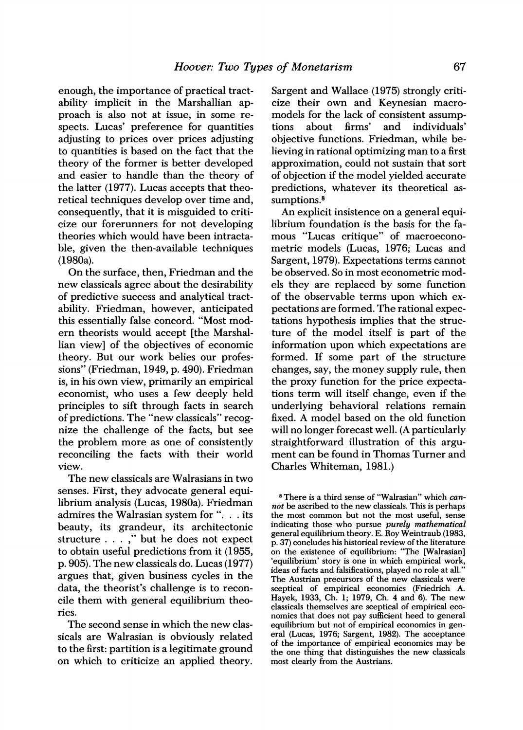enough, the importance of practical tractability implicit in the Marshallian approach is also not at issue, in some respects. Lucas' preference for quantities adjusting to prices over prices adjusting to quantities is based on the fact that the theory of the former is better developed and easier to handle than the theory of the latter (1977). Lucas accepts that theoretical techniques develop over time and, consequently, that it is misguided to criticize our forerunners for not developing theories which would have been intractable, given the then-available techniques (1980a).

On the surface, then, Friedman and the new classicals agree about the desirability of predictive success and analytical tractability. Friedman, however, anticipated this essentially false concord. "Most modern theorists would accept [the Marshallian view] of the objectives of economic theory. But our work belies our professions" (Friedman, 1949, p. 490). Friedman is, in his own view, primarily an empirical economist, who uses a few deeply held principles to sift through facts in search of predictions. The "new classicals" recognize the challenge of the facts, but see the problem more as one of consistently reconciling the facts with their world view.

The new classicals are Walrasians in two senses. First, they advocate general equilibrium analysis (Lucas, 1980a). Friedman admires the Walrasian system for ". . . its beauty, its grandeur, its architectonic structure . . . ," but he does not expect to obtain useful predictions from it (1955, p. 905). The new classicals do. Lucas (1977) argues that, given business cycles in the data, the theorist's challenge is to reconcile them with general equilibrium theories.

The second sense in which the new classicals are Walrasian is obviously related to the first: partition is a legitimate ground on which to criticize an applied theory. Sargent and Wallace (1975) strongly criticize their own and Keynesian macromodels for the lack of consistent assumptions about firms' and individuals' objective functions. Friedman, while believing in rational optimizing man to a first approximation, could not sustain that sort of objection if the model yielded accurate predictions, whatever its theoretical assumptions.[8]

An explicit insistence on a general equilibrium foundation is the basis for the famous "Lucas critique" of macroeconometric models (Lucas, 1976; Lucas and Sargent, 1979). Expectations terms cannot be observed. So in most econometric models they are replaced by some function of the observable terms upon which expectations are formed. The rational expectations hypothesis implies that the structure of the model itself is part of the information upon which expectations are formed. If some part of the structure changes, say, the money supply rule, then the proxy function for the price expectations term will itself change, even if the underlying behavioral relations remain fixed. A model based on the old function will no longer forecast well. (A particularly straightforward illustration of this argument can be found in Thomas Turner and Charles Whiteman, 1981.)

[8] There is a third sense of "Walrasian" which *cannot* be ascribed to the new classicals. This is perhaps the most common but not the most useful, sense indicating those who pursue *purely mathematical* general equilibrium theory. E. Roy Weintraub (1983, p. 37) concludes his historical review of the literature on the existence of equilibrium: "The [Walrasian] 'equilibrium' story is one in which empirical work, ideas of facts and falsifications, played no role at all." The Austrian precursors of the new classicals were sceptical of empirical economics (Friedrich A. Hayek, 1933, Ch. 1; 1979, Ch. 4 and 6). The new classicals themselves are sceptical of empirical economics that does not pay sufficient heed to general equilibrium but not of empirical economics in general (Lucas, 1976; Sargent, 1982). The acceptance of the importance of empirical economics may be the one thing that distinguishes the new classicals most clearly from the Austrians.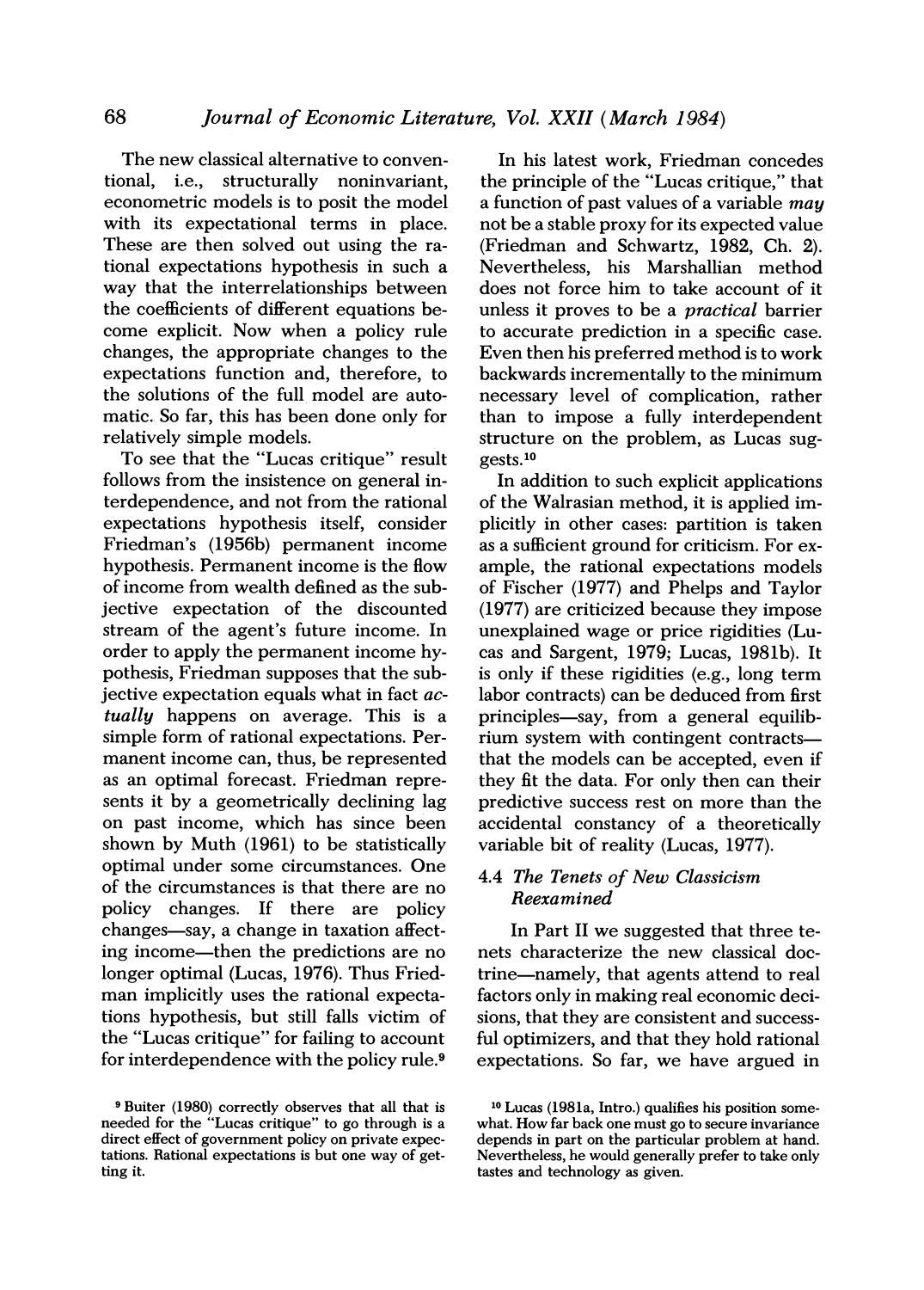The new classical alternative to conventional, i.e., structurally noninvariant, econometric models is to posit the model with its expectational terms in place. These are then solved out using the rational expectations hypothesis in such a way that the interrelationships between the coefficients of different equations become explicit. Now when a policy rule changes, the appropriate changes to the expectations function and, therefore, to the solutions of the full model are automatic. So far, this has been done only for relatively simple models.

To see that the "Lucas critique" result follows from the insistence on general interdependence, and not from the rational expectations hypothesis itself, consider Friedman's (1956b) permanent income hypothesis. Permanent income is the flow of income from wealth defined as the subjective expectation of the discounted stream of the agent's future income. In order to apply the permanent income hypothesis, Friedman supposes that the subjective expectation equals what in fact *actually* happens on average. This is a simple form of rational expectations. Permanent income can, thus, be represented as an optimal forecast. Friedman represents it by a geometrically declining lag on past income, which has since been shown by Muth (1961) to be statistically optimal under some circumstances. One of the circumstances is that there are no policy changes. If there are policy changes—say, a change in taxation affecting income—then the predictions are no longer optimal (Lucas, 1976). Thus Friedman implicitly uses the rational expectations hypothesis, but still falls victim of the "Lucas critique" for failing to account for interdependence with the policy rule.[9]

In his latest work, Friedman concedes the principle of the "Lucas critique," that a function of past values of a variable *may* not be a stable proxy for its expected value (Friedman and Schwartz, 1982, Ch. 2). Nevertheless, his Marshallian method does not force him to take account of it unless it proves to be a *practical* barrier to accurate prediction in a specific case. Even then his preferred method is to work backwards incrementally to the minimum necessary level of complication, rather than to impose a fully interdependent structure on the problem, as Lucas suggests.[10]

In addition to such explicit applications of the Walrasian method, it is applied implicitly in other cases: partition is taken as a sufficient ground for criticism. For example, the rational expectations models of Fischer (1977) and Phelps and Taylor (1977) are criticized because they impose unexplained wage or price rigidities (Lucas and Sargent, 1979; Lucas, 1981b). It is only if these rigidities (e.g., long term labor contracts) can be deduced from first principles—say, from a general equilibrium system with contingent contracts—that the models can be accepted, even if they fit the data. For only then can their predictive success rest on more than the accidental constancy of a theoretically variable bit of reality (Lucas, 1977).

### 4.4 *The Tenets of New Classicism Reexamined*

In Part II we suggested that three tenets characterize the new classical doctrine—namely, that agents attend to real factors only in making real economic decisions, that they are consistent and successful optimizers, and that they hold rational expectations. So far, we have argued in

[9] Buiter (1980) correctly observes that all that is needed for the "Lucas critique" to go through is a direct effect of government policy on private expectations. Rational expectations is but one way of getting it.

[10] Lucas (1981a, Intro.) qualifies his position somewhat. How far back one must go to secure invariance depends in part on the particular problem at hand. Nevertheless, he would generally prefer to take only tastes and technology as given.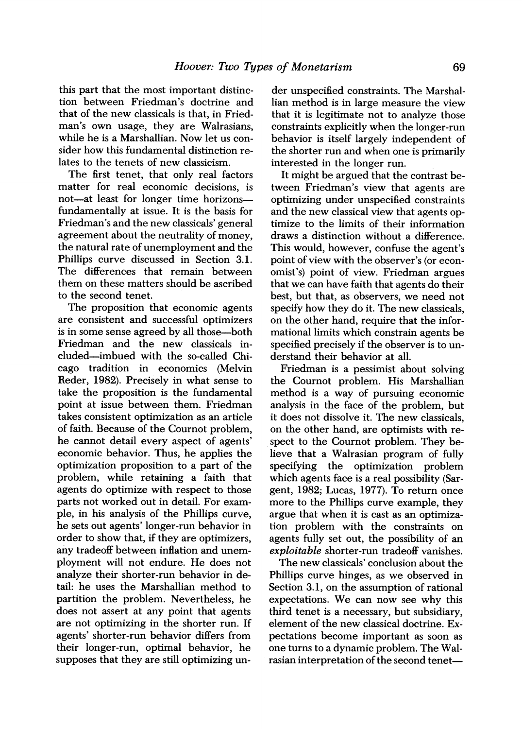this part that the most important distinction between Friedman's doctrine and that of the new classicals is that, in Friedman's own usage, they are Walrasians, while he is a Marshallian. Now let us consider how this fundamental distinction relates to the tenets of new classicism.

The first tenet, that only real factors matter for real economic decisions, is not—at least for longer time horizons—fundamentally at issue. It is the basis for Friedman's and the new classicals' general agreement about the neutrality of money, the natural rate of unemployment and the Phillips curve discussed in Section 3.1. The differences that remain between them on these matters should be ascribed to the second tenet.

The proposition that economic agents are consistent and successful optimizers is in some sense agreed by all those—both Friedman and the new classicals included—imbued with the so-called Chicago tradition in economics (Melvin Reder, 1982). Precisely in what sense to take the proposition is the fundamental point at issue between them. Friedman takes consistent optimization as an article of faith. Because of the Cournot problem, he cannot detail every aspect of agents' economic behavior. Thus, he applies the optimization proposition to a part of the problem, while retaining a faith that agents do optimize with respect to those parts not worked out in detail. For example, in his analysis of the Phillips curve, he sets out agents' longer-run behavior in order to show that, if they are optimizers, any tradeoff between inflation and unemployment will not endure. He does not analyze their shorter-run behavior in detail: he uses the Marshallian method to partition the problem. Nevertheless, he does not assert at any point that agents are not optimizing in the shorter run. If agents' shorter-run behavior differs from their longer-run, optimal behavior, he supposes that they are still optimizing under unspecified constraints. The Marshallian method is in large measure the view that it is legitimate not to analyze those constraints explicitly when the longer-run behavior is itself largely independent of the shorter run and when one is primarily interested in the longer run.

It might be argued that the contrast between Friedman's view that agents are optimizing under unspecified constraints and the new classical view that agents optimize to the limits of their information draws a distinction without a difference. This would, however, confuse the agent's point of view with the observer's (or economist's) point of view. Friedman argues that we can have faith that agents do their best, but that, as observers, we need not specify how they do it. The new classicals, on the other hand, require that the informational limits which constrain agents be specified precisely if the observer is to understand their behavior at all.

Friedman is a pessimist about solving the Cournot problem. His Marshallian method is a way of pursuing economic analysis in the face of the problem, but it does not dissolve it. The new classicals, on the other hand, are optimists with respect to the Cournot problem. They believe that a Walrasian program of fully specifying the optimization problem which agents face is a real possibility (Sargent, 1982; Lucas, 1977). To return once more to the Phillips curve example, they argue that when it is cast as an optimization problem with the constraints on agents fully set out, the possibility of an *exploitable* shorter-run tradeoff vanishes.

The new classicals' conclusion about the Phillips curve hinges, as we observed in Section 3.1, on the assumption of rational expectations. We can now see why this third tenet is a necessary, but subsidiary, element of the new classical doctrine. Expectations become important as soon as one turns to a dynamic problem. The Walrasian interpretation of the second tenet—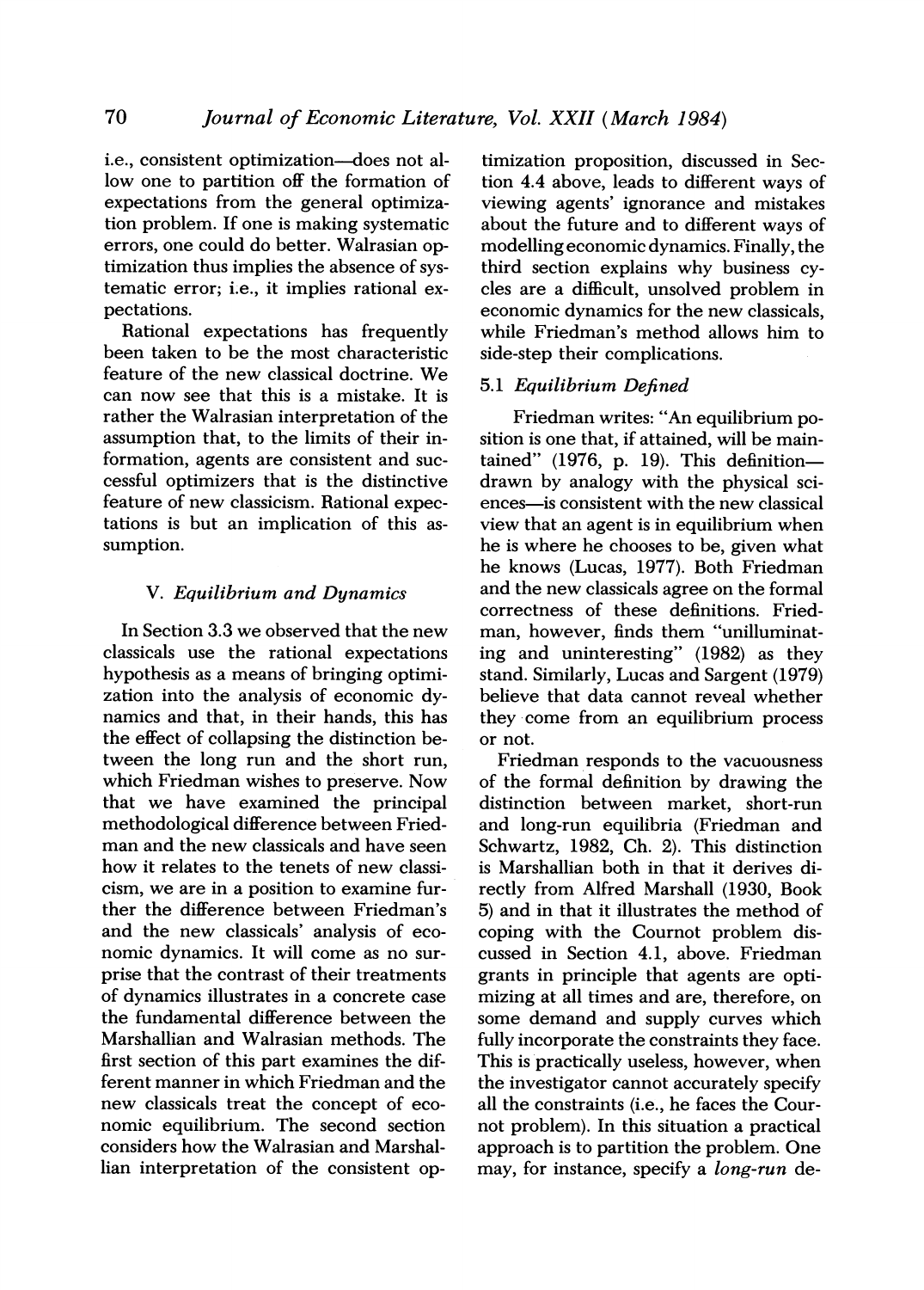i.e., consistent optimization—does not allow one to partition off the formation of expectations from the general optimization problem. If one is making systematic errors, one could do better. Walrasian optimization thus implies the absence of systematic error; i.e., it implies rational expectations.

Rational expectations has frequently been taken to be the most characteristic feature of the new classical doctrine. We can now see that this is a mistake. It is rather the Walrasian interpretation of the assumption that, to the limits of their information, agents are consistent and successful optimizers that is the distinctive feature of new classicism. Rational expectations is but an implication of this assumption.

## V. *Equilibrium and Dynamics*

In Section 3.3 we observed that the new classicals use the rational expectations hypothesis as a means of bringing optimization into the analysis of economic dynamics and that, in their hands, this has the effect of collapsing the distinction between the long run and the short run, which Friedman wishes to preserve. Now that we have examined the principal methodological difference between Friedman and the new classicals and have seen how it relates to the tenets of new classicism, we are in a position to examine further the difference between Friedman's and the new classicals' analysis of economic dynamics. It will come as no surprise that the contrast of their treatments of dynamics illustrates in a concrete case the fundamental difference between the Marshallian and Walrasian methods. The first section of this part examines the different manner in which Friedman and the new classicals treat the concept of economic equilibrium. The second section considers how the Walrasian and Marshallian interpretation of the consistent optimization proposition, discussed in Section 4.4 above, leads to different ways of viewing agents' ignorance and mistakes about the future and to different ways of modelling economic dynamics. Finally, the third section explains why business cycles are a difficult, unsolved problem in economic dynamics for the new classicals, while Friedman's method allows him to side-step their complications.

### 5.1 *Equilibrium Defined*

Friedman writes: "An equilibrium position is one that, if attained, will be maintained" (1976, p. 19). This definition—drawn by analogy with the physical sciences—is consistent with the new classical view that an agent is in equilibrium when he is where he chooses to be, given what he knows (Lucas, 1977). Both Friedman and the new classicals agree on the formal correctness of these definitions. Friedman, however, finds them "unilluminating and uninteresting" (1982) as they stand. Similarly, Lucas and Sargent (1979) believe that data cannot reveal whether they come from an equilibrium process or not.

Friedman responds to the vacuousness of the formal definition by drawing the distinction between market, short-run and long-run equilibria (Friedman and Schwartz, 1982, Ch. 2). This distinction is Marshallian both in that it derives directly from Alfred Marshall (1930, Book 5) and in that it illustrates the method of coping with the Cournot problem discussed in Section 4.1, above. Friedman grants in principle that agents are optimizing at all times and are, therefore, on some demand and supply curves which fully incorporate the constraints they face. This is practically useless, however, when the investigator cannot accurately specify all the constraints (i.e., he faces the Cournot problem). In this situation a practical approach is to partition the problem. One may, for instance, specify a *long-run* de-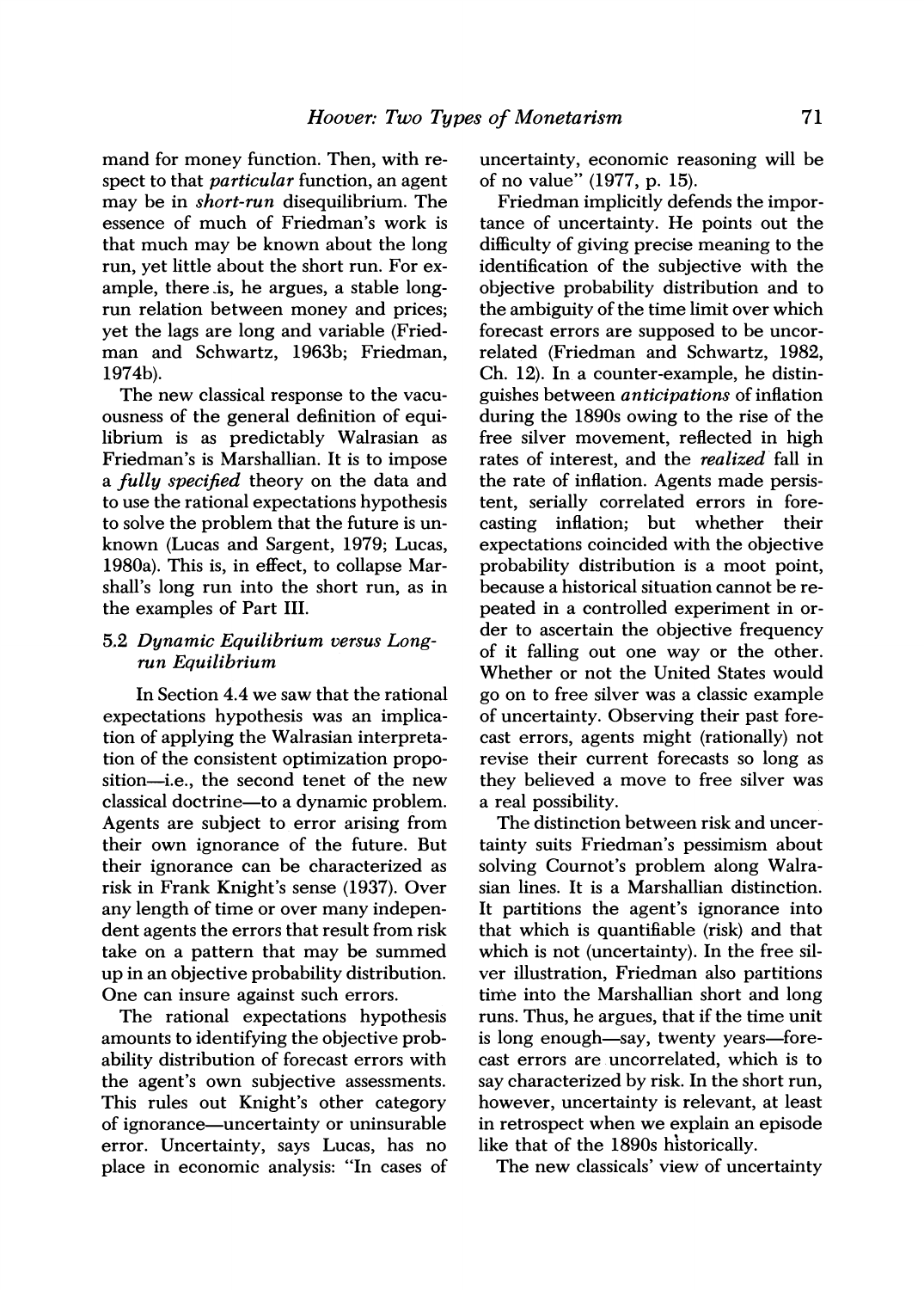mand for money function. Then, with respect to that *particular* function, an agent may be in *short-run* disequilibrium. The essence of much of Friedman's work is that much may be known about the long run, yet little about the short run. For example, there is, he argues, a stable long-run relation between money and prices; yet the lags are long and variable (Friedman and Schwartz, 1963b; Friedman, 1974b).

The new classical response to the vacuousness of the general definition of equilibrium is as predictably Walrasian as Friedman's is Marshallian. It is to impose a *fully specified* theory on the data and to use the rational expectations hypothesis to solve the problem that the future is unknown (Lucas and Sargent, 1979; Lucas, 1980a). This is, in effect, to collapse Marshall's long run into the short run, as in the examples of Part III.

### 5.2 Dynamic Equilibrium versus Long-run Equilibrium

In Section 4.4 we saw that the rational expectations hypothesis was an implication of applying the Walrasian interpretation of the consistent optimization proposition—i.e., the second tenet of the new classical doctrine—to a dynamic problem. Agents are subject to error arising from their own ignorance of the future. But their ignorance can be characterized as risk in Frank Knight's sense (1937). Over any length of time or over many independent agents the errors that result from risk take on a pattern that may be summed up in an objective probability distribution. One can insure against such errors.

The rational expectations hypothesis amounts to identifying the objective probability distribution of forecast errors with the agent's own subjective assessments. This rules out Knight's other category of ignorance—uncertainty or uninsurable error. Uncertainty, says Lucas, has no place in economic analysis: "In cases of uncertainty, economic reasoning will be of no value" (1977, p. 15).

Friedman implicitly defends the importance of uncertainty. He points out the difficulty of giving precise meaning to the identification of the subjective with the objective probability distribution and to the ambiguity of the time limit over which forecast errors are supposed to be uncorrelated (Friedman and Schwartz, 1982, Ch. 12). In a counter-example, he distinguishes between *anticipations* of inflation during the 1890s owing to the rise of the free silver movement, reflected in high rates of interest, and the *realized* fall in the rate of inflation. Agents made persistent, serially correlated errors in forecasting inflation; but whether their expectations coincided with the objective probability distribution is a moot point, because a historical situation cannot be repeated in a controlled experiment in order to ascertain the objective frequency of it falling out one way or the other. Whether or not the United States would go on to free silver was a classic example of uncertainty. Observing their past forecast errors, agents might (rationally) not revise their current forecasts so long as they believed a move to free silver was a real possibility.

The distinction between risk and uncertainty suits Friedman's pessimism about solving Cournot's problem along Walrasian lines. It is a Marshallian distinction. It partitions the agent's ignorance into that which is quantifiable (risk) and that which is not (uncertainty). In the free silver illustration, Friedman also partitions time into the Marshallian short and long runs. Thus, he argues, that if the time unit is long enough—say, twenty years—forecast errors are uncorrelated, which is to say characterized by risk. In the short run, however, uncertainty is relevant, at least in retrospect when we explain an episode like that of the 1890s historically.

The new classicals' view of uncertainty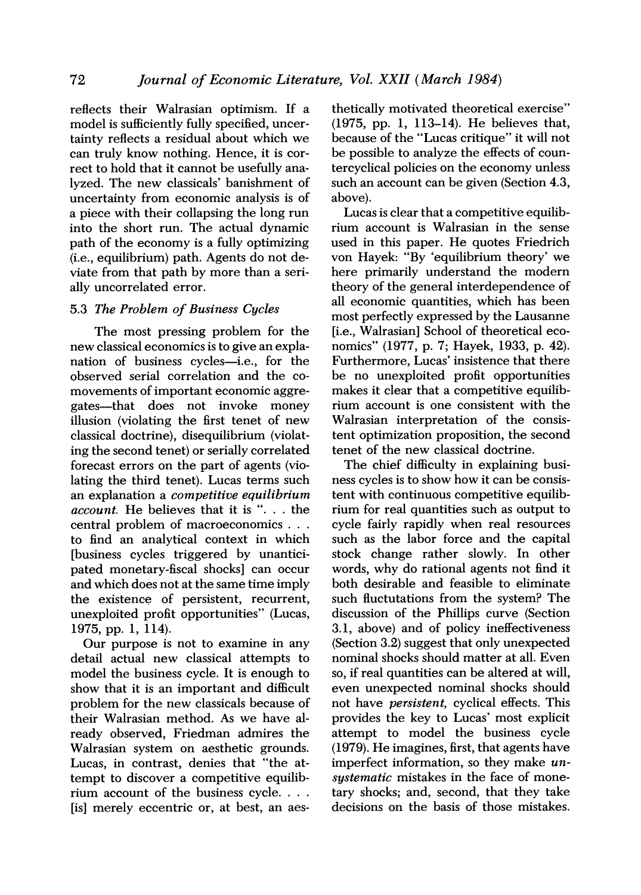reflects their Walrasian optimism. If a model is sufficiently fully specified, uncertainty reflects a residual about which we can truly know nothing. Hence, it is correct to hold that it cannot be usefully analyzed. The new classicals' banishment of uncertainty from economic analysis is of a piece with their collapsing the long run into the short run. The actual dynamic path of the economy is a fully optimizing (i.e., equilibrium) path. Agents do not deviate from that path by more than a serially uncorrelated error.

### 5.3 The Problem of Business Cycles

The most pressing problem for the new classical economics is to give an explanation of business cycles—i.e., for the observed serial correlation and the co-movements of important economic aggregates—that does not invoke money illusion (violating the first tenet of new classical doctrine), disequilibrium (violating the second tenet) or serially correlated forecast errors on the part of agents (violating the third tenet). Lucas terms such an explanation a *competitive equilibrium account.* He believes that it is ". . . the central problem of macroeconomics . . . to find an analytical context in which [business cycles triggered by unanticipated monetary-fiscal shocks] can occur and which does not at the same time imply the existence of persistent, recurrent, unexploited profit opportunities" (Lucas, 1975, pp. 1, 114).

Our purpose is not to examine in any detail actual new classical attempts to model the business cycle. It is enough to show that it is an important and difficult problem for the new classicals because of their Walrasian method. As we have already observed, Friedman admires the Walrasian system on aesthetic grounds. Lucas, in contrast, denies that "the attempt to discover a competitive equilibrium account of the business cycle. . . . [is] merely eccentric or, at best, an aesthetically motivated theoretical exercise" (1975, pp. 1, 113–14). He believes that, because of the "Lucas critique" it will not be possible to analyze the effects of countercyclical policies on the economy unless such an account can be given (Section 4.3, above).

Lucas is clear that a competitive equilibrium account is Walrasian in the sense used in this paper. He quotes Friedrich von Hayek: "By 'equilibrium theory' we here primarily understand the modern theory of the general interdependence of all economic quantities, which has been most perfectly expressed by the Lausanne [i.e., Walrasian] School of theoretical economics" (1977, p. 7; Hayek, 1933, p. 42). Furthermore, Lucas' insistence that there be no unexploited profit opportunities makes it clear that a competitive equilibrium account is one consistent with the Walrasian interpretation of the consistent optimization proposition, the second tenet of the new classical doctrine.

The chief difficulty in explaining business cycles is to show how it can be consistent with continuous competitive equilibrium for real quantities such as output to cycle fairly rapidly when real resources such as the labor force and the capital stock change rather slowly. In other words, why do rational agents not find it both desirable and feasible to eliminate such fluctutations from the system? The discussion of the Phillips curve (Section 3.1, above) and of policy ineffectiveness (Section 3.2) suggest that only unexpected nominal shocks should matter at all. Even so, if real quantities can be altered at will, even unexpected nominal shocks should not have *persistent,* cyclical effects. This provides the key to Lucas' most explicit attempt to model the business cycle (1979). He imagines, first, that agents have imperfect information, so they make *unsystematic* mistakes in the face of monetary shocks; and, second, that they take decisions on the basis of those mistakes.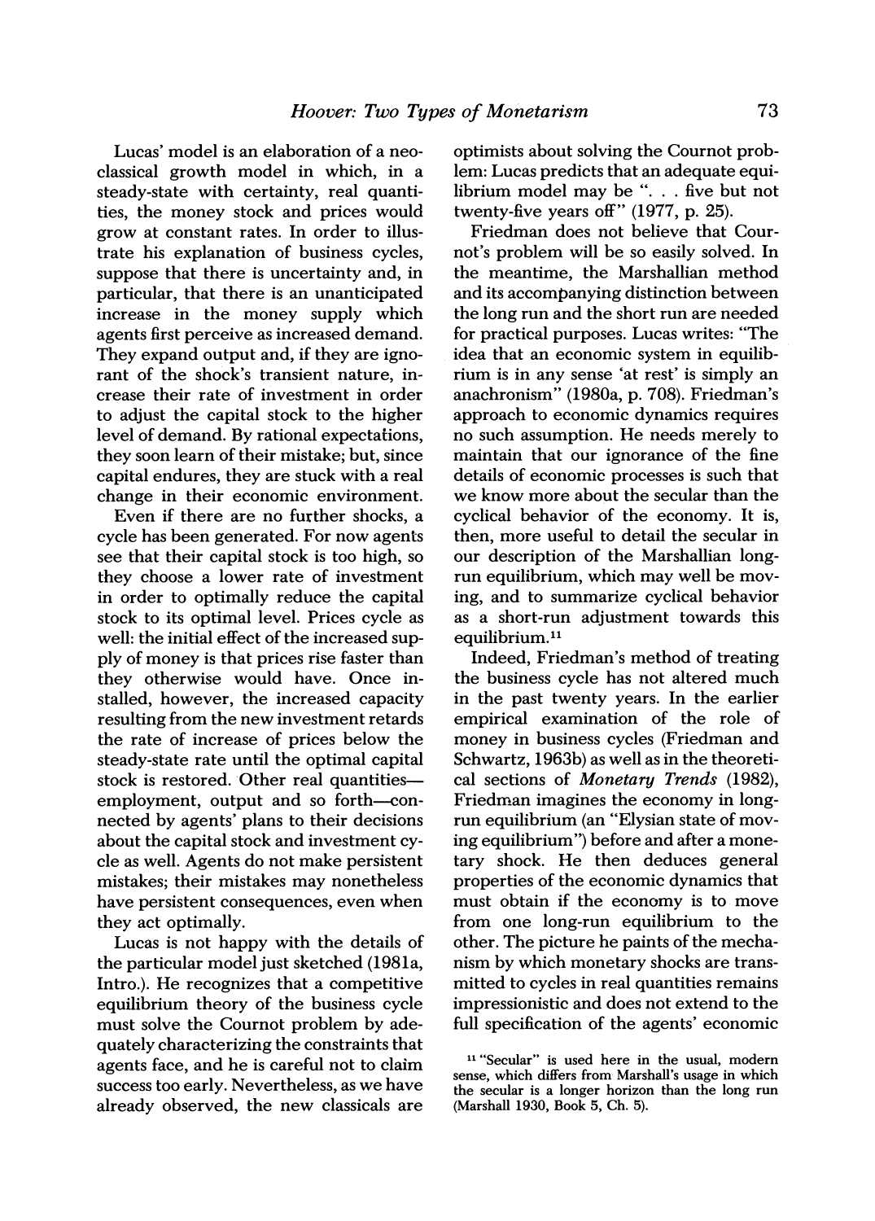Lucas' model is an elaboration of a neoclassical growth model in which, in a steady-state with certainty, real quantities, the money stock and prices would grow at constant rates. In order to illustrate his explanation of business cycles, suppose that there is uncertainty and, in particular, that there is an unanticipated increase in the money supply which agents first perceive as increased demand. They expand output and, if they are ignorant of the shock's transient nature, increase their rate of investment in order to adjust the capital stock to the higher level of demand. By rational expectations, they soon learn of their mistake; but, since capital endures, they are stuck with a real change in their economic environment.

Even if there are no further shocks, a cycle has been generated. For now agents see that their capital stock is too high, so they choose a lower rate of investment in order to optimally reduce the capital stock to its optimal level. Prices cycle as well: the initial effect of the increased supply of money is that prices rise faster than they otherwise would have. Once installed, however, the increased capacity resulting from the new investment retards the rate of increase of prices below the steady-state rate until the optimal capital stock is restored. Other real quantities—employment, output and so forth—connected by agents' plans to their decisions about the capital stock and investment cycle as well. Agents do not make persistent mistakes; their mistakes may nonetheless have persistent consequences, even when they act optimally.

Lucas is not happy with the details of the particular model just sketched (1981a, Intro.). He recognizes that a competitive equilibrium theory of the business cycle must solve the Cournot problem by adequately characterizing the constraints that agents face, and he is careful not to claim success too early. Nevertheless, as we have already observed, the new classicals are optimists about solving the Cournot problem: Lucas predicts that an adequate equilibrium model may be ". . . five but not twenty-five years off" (1977, p. 25).

Friedman does not believe that Cournot's problem will be so easily solved. In the meantime, the Marshallian method and its accompanying distinction between the long run and the short run are needed for practical purposes. Lucas writes: "The idea that an economic system in equilibrium is in any sense 'at rest' is simply an anachronism" (1980a, p. 708). Friedman's approach to economic dynamics requires no such assumption. He needs merely to maintain that our ignorance of the fine details of economic processes is such that we know more about the secular than the cyclical behavior of the economy. It is, then, more useful to detail the secular in our description of the Marshallian long-run equilibrium, which may well be moving, and to summarize cyclical behavior as a short-run adjustment towards this equilibrium.[11]

Indeed, Friedman's method of treating the business cycle has not altered much in the past twenty years. In the earlier empirical examination of the role of money in business cycles (Friedman and Schwartz, 1963b) as well as in the theoretical sections of *Monetary Trends* (1982), Friedman imagines the economy in long-run equilibrium (an "Elysian state of moving equilibrium") before and after a monetary shock. He then deduces general properties of the economic dynamics that must obtain if the economy is to move from one long-run equilibrium to the other. The picture he paints of the mechanism by which monetary shocks are transmitted to cycles in real quantities remains impressionistic and does not extend to the full specification of the agents' economic

[11] "Secular" is used here in the usual, modern sense, which differs from Marshall's usage in which the secular is a longer horizon than the long run (Marshall 1930, Book 5, Ch. 5).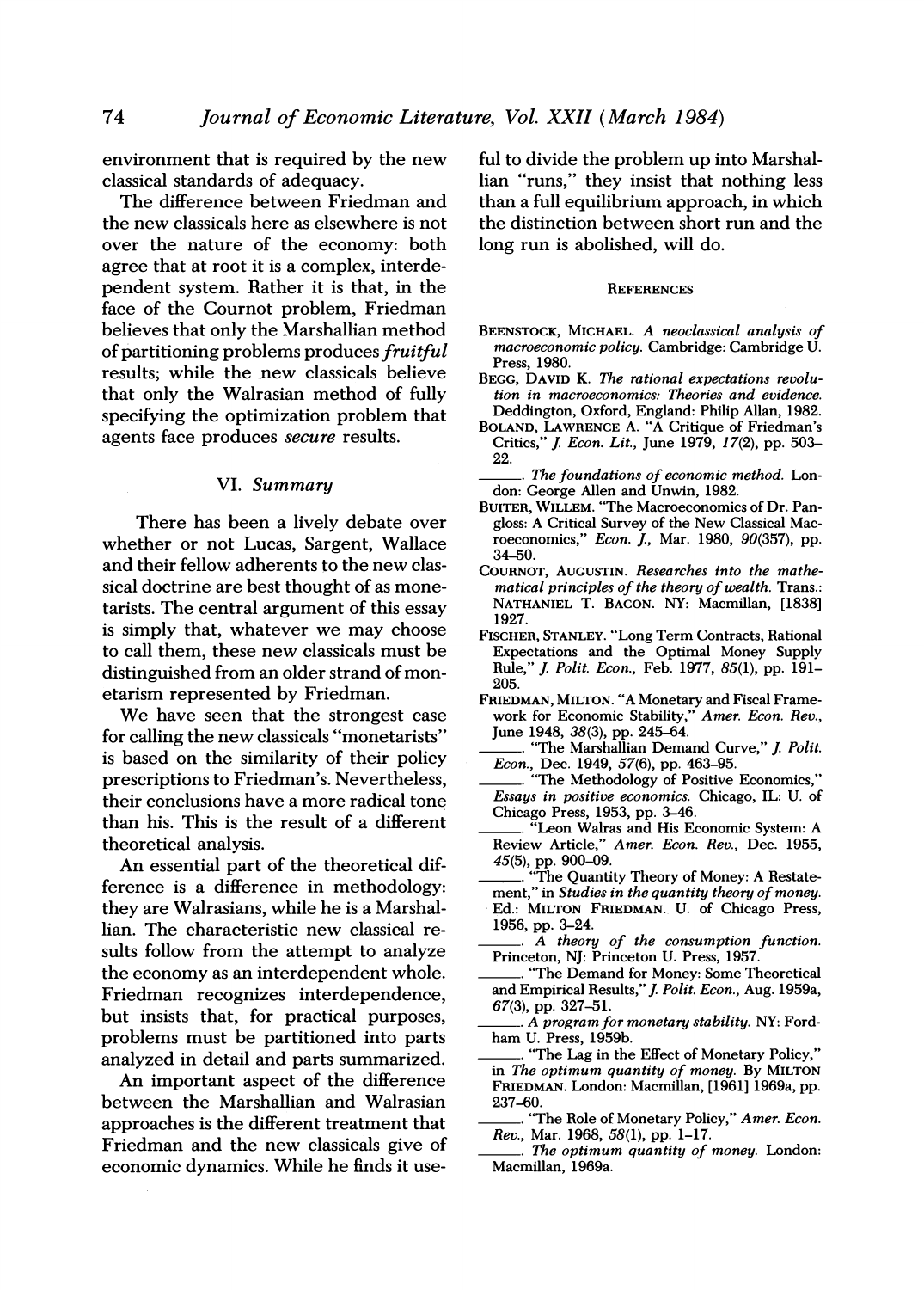environment that is required by the new classical standards of adequacy.

The difference between Friedman and the new classicals here as elsewhere is not over the nature of the economy: both agree that at root it is a complex, interdependent system. Rather it is that, in the face of the Cournot problem, Friedman believes that only the Marshallian method of partitioning problems produces *fruitful* results; while the new classicals believe that only the Walrasian method of fully specifying the optimization problem that agents face produces *secure* results.

## VI. Summary

There has been a lively debate over whether or not Lucas, Sargent, Wallace and their fellow adherents to the new classical doctrine are best thought of as monetarists. The central argument of this essay is simply that, whatever we may choose to call them, these new classicals must be distinguished from an older strand of monetarism represented by Friedman.

We have seen that the strongest case for calling the new classicals "monetarists" is based on the similarity of their policy prescriptions to Friedman's. Nevertheless, their conclusions have a more radical tone than his. This is the result of a different theoretical analysis.

An essential part of the theoretical difference is a difference in methodology: they are Walrasians, while he is a Marshallian. The characteristic new classical results follow from the attempt to analyze the economy as an interdependent whole. Friedman recognizes interdependence, but insists that, for practical purposes, problems must be partitioned into parts analyzed in detail and parts summarized.

An important aspect of the difference between the Marshallian and Walrasian approaches is the different treatment that Friedman and the new classicals give of economic dynamics. While he finds it useful to divide the problem up into Marshallian "runs," they insist that nothing less than a full equilibrium approach, in which the distinction between short run and the long run is abolished, will do.

## REFERENCES

BEENSTOCK, MICHAEL. *A neoclassical analysis of macroeconomic policy.* Cambridge: Cambridge U. Press, 1980.

BEGG, DAVID K. *The rational expectations revolution in macroeconomics: Theories and evidence.* Deddington, Oxford, England: Philip Allan, 1982.

BOLAND, LAWRENCE A. "A Critique of Friedman's Critics," *J. Econ. Lit.*, June 1979, *17*(2), pp. 503–22.

———. *The foundations of economic method.* London: George Allen and Unwin, 1982.

BUITER, WILLEM. "The Macroeconomics of Dr. Pangloss: A Critical Survey of the New Classical Macroeconomics," *Econ. J.*, Mar. 1980, *90*(357), pp. 34–50.

COURNOT, AUGUSTIN. *Researches into the mathematical principles of the theory of wealth.* Trans.: NATHANIEL T. BACON. NY: Macmillan, [1838] 1927.

FISCHER, STANLEY. "Long Term Contracts, Rational Expectations and the Optimal Money Supply Rule," *J. Polit. Econ.*, Feb. 1977, *85*(1), pp. 191–205.

FRIEDMAN, MILTON. "A Monetary and Fiscal Framework for Economic Stability," *Amer. Econ. Rev.*, June 1948, *38*(3), pp. 245–64.

———. "The Marshallian Demand Curve," *J. Polit. Econ.*, Dec. 1949, *57*(6), pp. 463–95.

———. "The Methodology of Positive Economics," *Essays in positive economics.* Chicago, IL: U. of Chicago Press, 1953, pp. 3–46.

———. "Leon Walras and His Economic System: A Review Article," *Amer. Econ. Rev.*, Dec. 1955, *45*(5), pp. 900–09.

———. "The Quantity Theory of Money: A Restatement," in *Studies in the quantity theory of money.* Ed.: MILTON FRIEDMAN. U. of Chicago Press, 1956, pp. 3–24.

———. *A theory of the consumption function.* Princeton, NJ: Princeton U. Press, 1957.

———. "The Demand for Money: Some Theoretical and Empirical Results," *J. Polit. Econ.*, Aug. 1959a, *67*(3), pp. 327–51.

———. *A program for monetary stability.* NY: Fordham U. Press, 1959b.

———. "The Lag in the Effect of Monetary Policy," in *The optimum quantity of money.* By MILTON FRIEDMAN. London: Macmillan, [1961] 1969a, pp. 237–60.

———. "The Role of Monetary Policy," *Amer. Econ. Rev.*, Mar. 1968, *58*(1), pp. 1–17.

———. *The optimum quantity of money.* London: Macmillan, 1969a.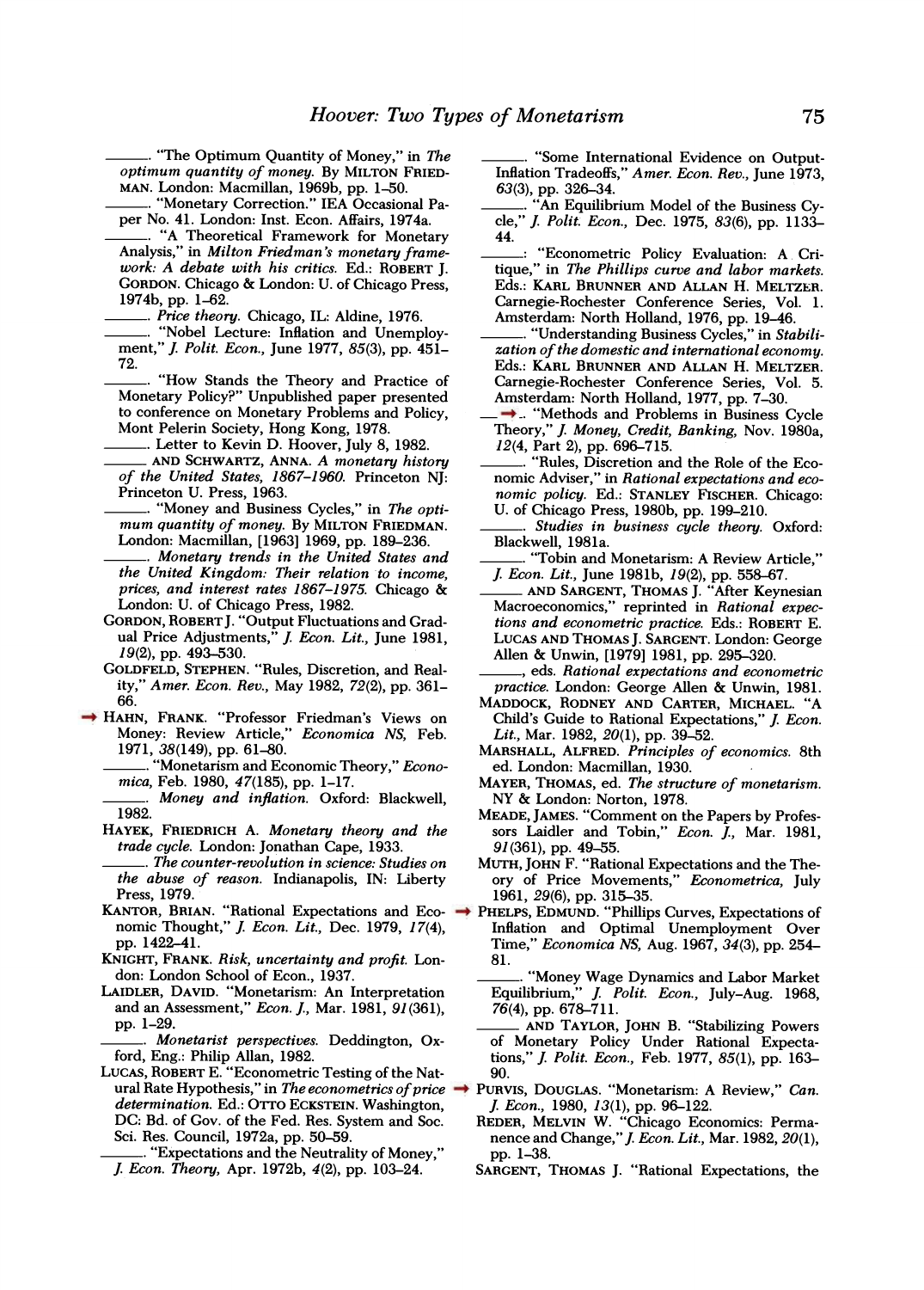———. "The Optimum Quantity of Money," in *The optimum quantity of money.* By MILTON FRIEDMAN. London: Macmillan, 1969b, pp. 1–50.

———. "Monetary Correction." IEA Occasional Paper No. 41. London: Inst. Econ. Affairs, 1974a.

———. "A Theoretical Framework for Monetary Analysis," in *Milton Friedman's monetary framework: A debate with his critics.* Ed.: ROBERT J. GORDON. Chicago & London: U. of Chicago Press, 1974b, pp. 1–62.

———. *Price theory.* Chicago, IL: Aldine, 1976.

———. "Nobel Lecture: Inflation and Unemployment," *J. Polit. Econ.,* June 1977, *85*(3), pp. 451–72.

———. "How Stands the Theory and Practice of Monetary Policy?" Unpublished paper presented to conference on Monetary Problems and Policy, Mont Pelerin Society, Hong Kong, 1978.

———. Letter to Kevin D. Hoover, July 8, 1982.

——— AND SCHWARTZ, ANNA. *A monetary history of the United States, 1867–1960.* Princeton NJ: Princeton U. Press, 1963.

———. "Money and Business Cycles," in *The optimum quantity of money.* By MILTON FRIEDMAN. London: Macmillan, [1963] 1969, pp. 189–236.

———. *Monetary trends in the United States and the United Kingdom: Their relation to income, prices, and interest rates 1867–1975.* Chicago & London: U. of Chicago Press, 1982.

GORDON, ROBERT J. "Output Fluctuations and Gradual Price Adjustments," *J. Econ. Lit.,* June 1981, *19*(2), pp. 493–530.

GOLDFELD, STEPHEN. "Rules, Discretion, and Reality," *Amer. Econ. Rev.,* May 1982, *72*(2), pp. 361–66.

HAHN, FRANK. "Professor Friedman's Views on Money: Review Article," *Economica NS,* Feb. 1971, *38*(149), pp. 61–80.

———. "Monetarism and Economic Theory," *Economica,* Feb. 1980, *47*(185), pp. 1–17.

———. *Money and inflation.* Oxford: Blackwell, 1982.

HAYEK, FRIEDRICH A. *Monetary theory and the trade cycle.* London: Jonathan Cape, 1933.

———. *The counter-revolution in science: Studies on the abuse of reason.* Indianapolis, IN: Liberty Press, 1979.

KANTOR, BRIAN. "Rational Expectations and Economic Thought," *J. Econ. Lit.,* Dec. 1979, *17*(4), pp. 1422–41.

KNIGHT, FRANK. *Risk, uncertainty and profit.* London: London School of Econ., 1937.

LAIDLER, DAVID. "Monetarism: An Interpretation and an Assessment," *Econ. J.,* Mar. 1981, *91*(361), pp. 1–29.

———. *Monetarist perspectives.* Deddington, Oxford, Eng.: Philip Allan, 1982.

LUCAS, ROBERT E. "Econometric Testing of the Natural Rate Hypothesis," in *The econometrics of price determination.* Ed.: OTTO ECKSTEIN. Washington, DC: Bd. of Gov. of the Fed. Res. System and Soc. Sci. Res. Council, 1972a, pp. 50–59.

———. "Expectations and the Neutrality of Money," *J. Econ. Theory,* Apr. 1972b, *4*(2), pp. 103–24.

———. "Some International Evidence on Output-Inflation Tradeoffs," *Amer. Econ. Rev.,* June 1973, *63*(3), pp. 326–34.

———. "An Equilibrium Model of the Business Cycle," *J. Polit. Econ.,* Dec. 1975, *83*(6), pp. 1133–44.

———: "Econometric Policy Evaluation: A Critique," in *The Phillips curve and labor markets.* Eds.: KARL BRUNNER AND ALLAN H. MELTZER. Carnegie-Rochester Conference Series, Vol. 1. Amsterdam: North Holland, 1976, pp. 19–46.

———. "Understanding Business Cycles," in *Stabilization of the domestic and international economy.* Eds.: KARL BRUNNER AND ALLAN H. MELTZER. Carnegie-Rochester Conference Series, Vol. 5. Amsterdam: North Holland, 1977, pp. 7–30.

———. "Methods and Problems in Business Cycle Theory," *J. Money, Credit, Banking,* Nov. 1980a, *12*(4, Part 2), pp. 696–715.

———. "Rules, Discretion and the Role of the Economic Adviser," in *Rational expectations and economic policy.* Ed.: STANLEY FISCHER. Chicago: U. of Chicago Press, 1980b, pp. 199–210.

———. *Studies in business cycle theory.* Oxford: Blackwell, 1981a.

———. "Tobin and Monetarism: A Review Article," *J. Econ. Lit.,* June 1981b, *19*(2), pp. 558–67.

——— AND SARGENT, THOMAS J. "After Keynesian Macroeconomics," reprinted in *Rational expectations and econometric practice.* Eds.: ROBERT E. LUCAS AND THOMAS J. SARGENT. London: George Allen & Unwin, [1979] 1981, pp. 295–320.

———, eds. *Rational expectations and econometric practice.* London: George Allen & Unwin, 1981.

MADDOCK, RODNEY AND CARTER, MICHAEL. "A Child's Guide to Rational Expectations," *J. Econ. Lit.,* Mar. 1982, *20*(1), pp. 39–52.

MARSHALL, ALFRED. *Principles of economics.* 8th ed. London: Macmillan, 1930.

MAYER, THOMAS, ed. *The structure of monetarism.* NY & London: Norton, 1978.

MEADE, JAMES. "Comment on the Papers by Professors Laidler and Tobin," *Econ. J.,* Mar. 1981, *91*(361), pp. 49–55.

MUTH, JOHN F. "Rational Expectations and the Theory of Price Movements," *Econometrica,* July 1961, *29*(6), pp. 315–35.

PHELPS, EDMUND. "Phillips Curves, Expectations of Inflation and Optimal Unemployment Over Time," *Economica NS,* Aug. 1967, *34*(3), pp. 254–81.

———. "Money Wage Dynamics and Labor Market Equilibrium," *J. Polit. Econ.,* July–Aug. 1968, *76*(4), pp. 678–711.

——— AND TAYLOR, JOHN B. "Stabilizing Powers of Monetary Policy Under Rational Expectations," *J. Polit. Econ.,* Feb. 1977, *85*(1), pp. 163–90.

PURVIS, DOUGLAS. "Monetarism: A Review," *Can. J. Econ.,* 1980, *13*(1), pp. 96–122.

REDER, MELVIN W. "Chicago Economics: Permanence and Change," *J. Econ. Lit.,* Mar. 1982, *20*(1), pp. 1–38.

SARGENT, THOMAS J. "Rational Expectations, the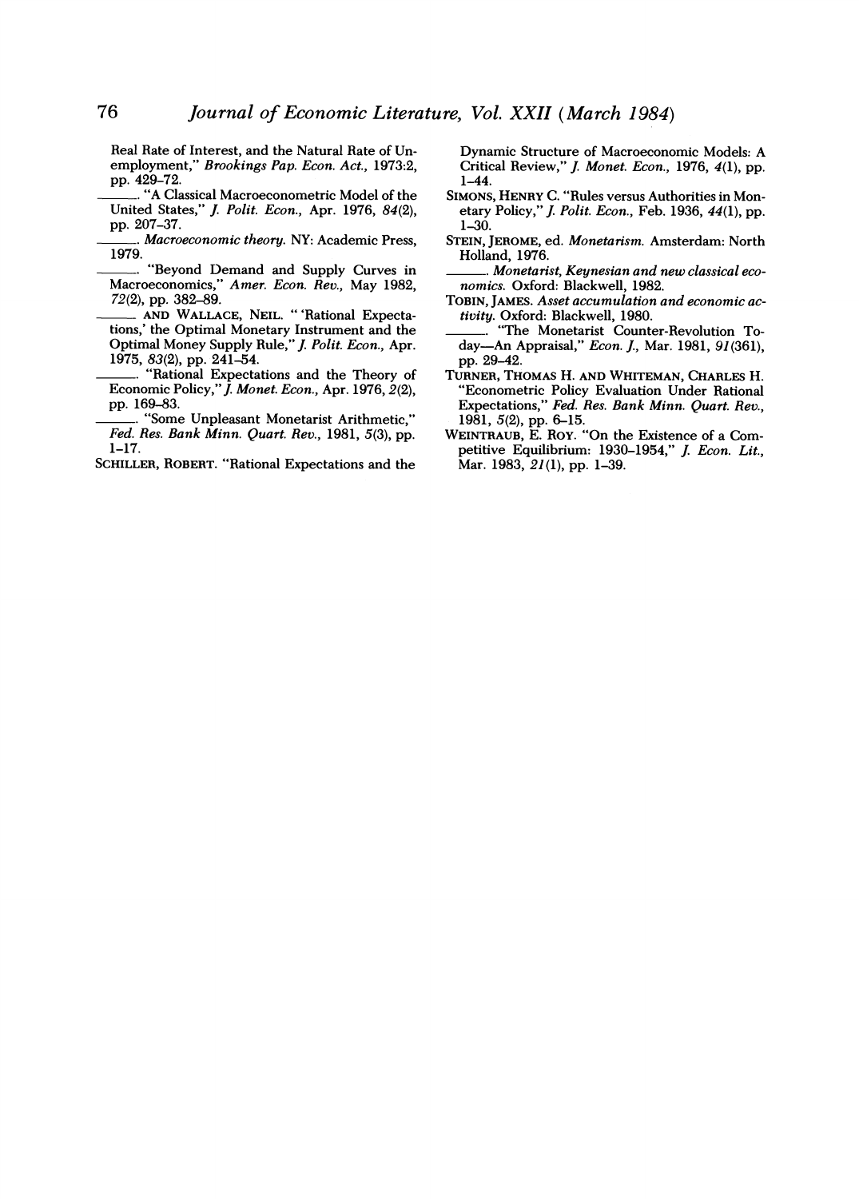Real Rate of Interest, and the Natural Rate of Unemployment," *Brookings Pap. Econ. Act.*, 1973:2, pp. 429–72.

———. "A Classical Macroeconometric Model of the United States," *J. Polit. Econ.*, Apr. 1976, *84*(2), pp. 207–37.

———. *Macroeconomic theory.* NY: Academic Press, 1979.

———. "Beyond Demand and Supply Curves in Macroeconomics," *Amer. Econ. Rev.*, May 1982, *72*(2), pp. 382–89.

——— AND WALLACE, NEIL. " 'Rational Expectations,' the Optimal Monetary Instrument and the Optimal Money Supply Rule," *J. Polit. Econ.*, Apr. 1975, *83*(2), pp. 241–54.

———. "Rational Expectations and the Theory of Economic Policy," *J. Monet. Econ.*, Apr. 1976, *2*(2), pp. 169–83.

———. "Some Unpleasant Monetarist Arithmetic," *Fed. Res. Bank Minn. Quart. Rev.*, 1981, *5*(3), pp. 1–17.

SCHILLER, ROBERT. "Rational Expectations and the Dynamic Structure of Macroeconomic Models: A Critical Review," *J. Monet. Econ.*, 1976, *4*(1), pp. 1–44.

SIMONS, HENRY C. "Rules versus Authorities in Monetary Policy," *J. Polit. Econ.*, Feb. 1936, *44*(1), pp. 1–30.

STEIN, JEROME, ed. *Monetarism.* Amsterdam: North Holland, 1976.

———. *Monetarist, Keynesian and new classical economics.* Oxford: Blackwell, 1982.

TOBIN, JAMES. *Asset accumulation and economic activity.* Oxford: Blackwell, 1980.

———. "The Monetarist Counter-Revolution Today—An Appraisal," *Econ. J.*, Mar. 1981, *91*(361), pp. 29–42.

TURNER, THOMAS H. AND WHITEMAN, CHARLES H. "Econometric Policy Evaluation Under Rational Expectations," *Fed. Res. Bank Minn. Quart. Rev.*, 1981, *5*(2), pp. 6–15.

WEINTRAUB, E. ROY. "On the Existence of a Competitive Equilibrium: 1930–1954," *J. Econ. Lit.*, Mar. 1983, *21*(1), pp. 1–39.